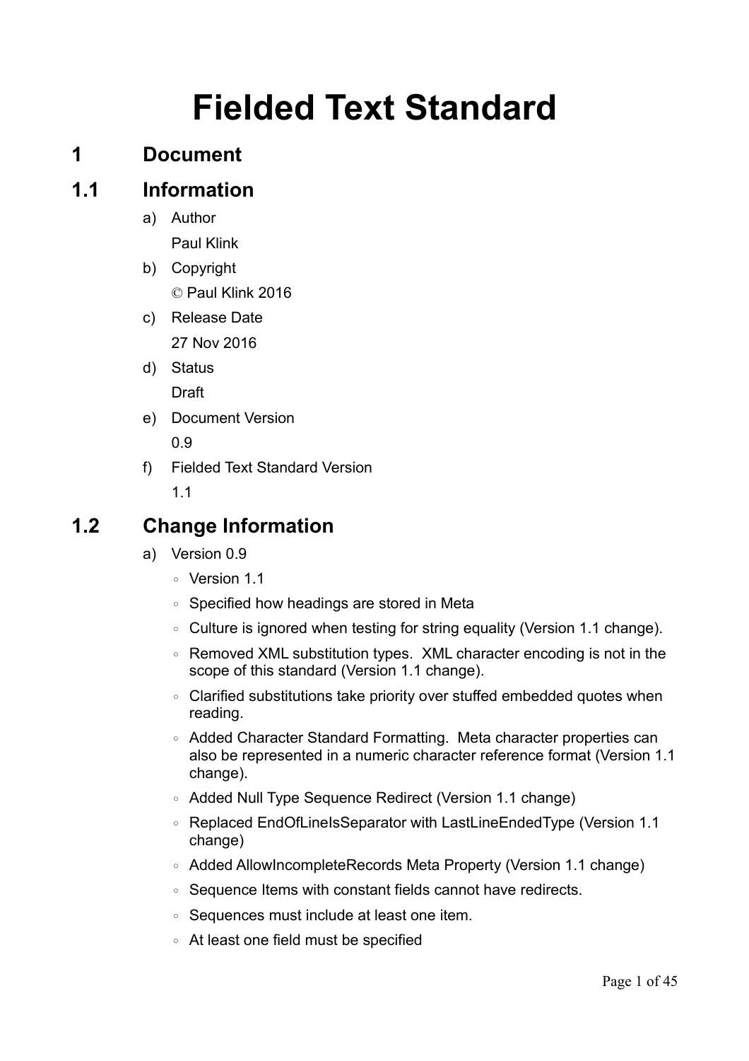# Fielded Text Standard

## 1 Document

### 1.1 Information

a) Author

   Paul Klink

b) Copyright

   © Paul Klink 2016

c) Release Date

   27 Nov 2016

d) Status

   Draft

e) Document Version

   0.9

f) Fielded Text Standard Version

   1.1

### 1.2 Change Information

a) Version 0.9

   - Version 1.1
   - Specified how headings are stored in Meta
   - Culture is ignored when testing for string equality (Version 1.1 change).
   - Removed XML substitution types. XML character encoding is not in the scope of this standard (Version 1.1 change).
   - Clarified substitutions take priority over stuffed embedded quotes when reading.
   - Added Character Standard Formatting. Meta character properties can also be represented in a numeric character reference format (Version 1.1 change).
   - Added Null Type Sequence Redirect (Version 1.1 change)
   - Replaced EndOfLineIsSeparator with LastLineEndedType (Version 1.1 change)
   - Added AllowIncompleteRecords Meta Property (Version 1.1 change)
   - Sequence Items with constant fields cannot have redirects.
   - Sequences must include at least one item.
   - At least one field must be specified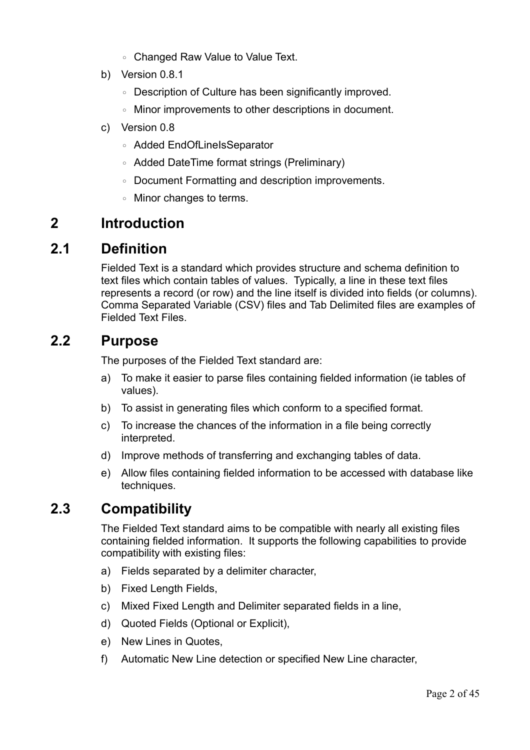- Changed Raw Value to Value Text.

b) Version 0.8.1

- Description of Culture has been significantly improved.
- Minor improvements to other descriptions in document.

c) Version 0.8

- Added EndOfLineIsSeparator
- Added DateTime format strings (Preliminary)
- Document Formatting and description improvements.
- Minor changes to terms.

# 2 Introduction

## 2.1 Definition

Fielded Text is a standard which provides structure and schema definition to text files which contain tables of values. Typically, a line in these text files represents a record (or row) and the line itself is divided into fields (or columns). Comma Separated Variable (CSV) files and Tab Delimited files are examples of Fielded Text Files.

## 2.2 Purpose

The purposes of the Fielded Text standard are:

a) To make it easier to parse files containing fielded information (ie tables of values).

b) To assist in generating files which conform to a specified format.

c) To increase the chances of the information in a file being correctly interpreted.

d) Improve methods of transferring and exchanging tables of data.

e) Allow files containing fielded information to be accessed with database like techniques.

## 2.3 Compatibility

The Fielded Text standard aims to be compatible with nearly all existing files containing fielded information. It supports the following capabilities to provide compatibility with existing files:

a) Fields separated by a delimiter character,

b) Fixed Length Fields,

c) Mixed Fixed Length and Delimiter separated fields in a line,

d) Quoted Fields (Optional or Explicit),

e) New Lines in Quotes,

f) Automatic New Line detection or specified New Line character,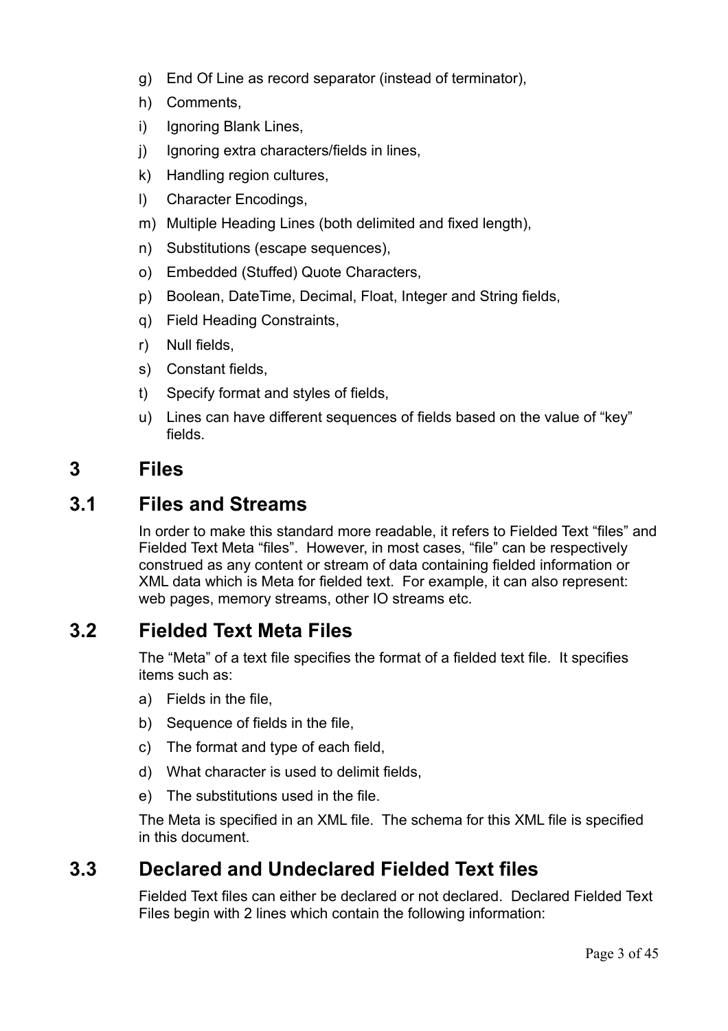g) End Of Line as record separator (instead of terminator),
h) Comments,
i) Ignoring Blank Lines,
j) Ignoring extra characters/fields in lines,
k) Handling region cultures,
l) Character Encodings,
m) Multiple Heading Lines (both delimited and fixed length),
n) Substitutions (escape sequences),
o) Embedded (Stuffed) Quote Characters,
p) Boolean, DateTime, Decimal, Float, Integer and String fields,
q) Field Heading Constraints,
r) Null fields,
s) Constant fields,
t) Specify format and styles of fields,
u) Lines can have different sequences of fields based on the value of "key" fields.

# 3 Files

## 3.1 Files and Streams

In order to make this standard more readable, it refers to Fielded Text "files" and Fielded Text Meta "files". However, in most cases, "file" can be respectively construed as any content or stream of data containing fielded information or XML data which is Meta for fielded text. For example, it can also represent: web pages, memory streams, other IO streams etc.

## 3.2 Fielded Text Meta Files

The "Meta" of a text file specifies the format of a fielded text file. It specifies items such as:

a) Fields in the file,
b) Sequence of fields in the file,
c) The format and type of each field,
d) What character is used to delimit fields,
e) The substitutions used in the file.

The Meta is specified in an XML file. The schema for this XML file is specified in this document.

## 3.3 Declared and Undeclared Fielded Text files

Fielded Text files can either be declared or not declared. Declared Fielded Text Files begin with 2 lines which contain the following information: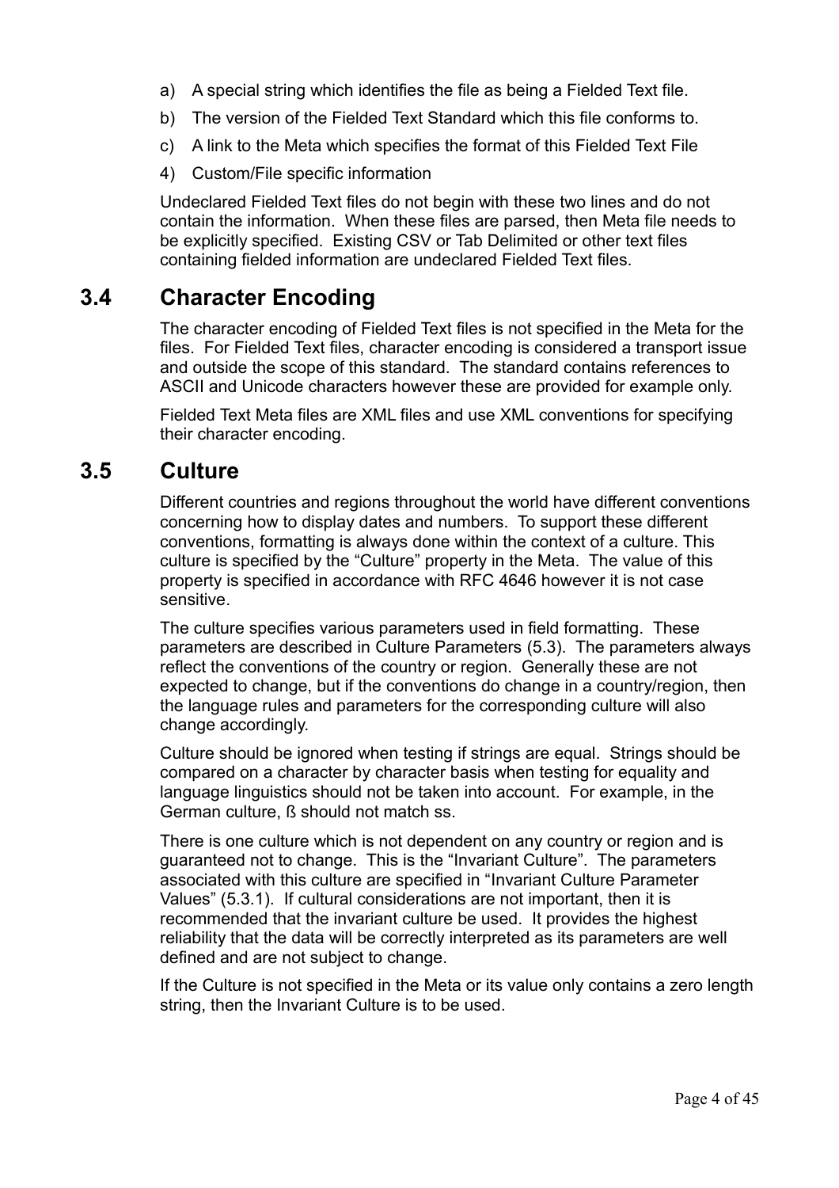a) A special string which identifies the file as being a Fielded Text file.

b) The version of the Fielded Text Standard which this file conforms to.

c) A link to the Meta which specifies the format of this Fielded Text File

4) Custom/File specific information

Undeclared Fielded Text files do not begin with these two lines and do not contain the information. When these files are parsed, then Meta file needs to be explicitly specified. Existing CSV or Tab Delimited or other text files containing fielded information are undeclared Fielded Text files.

## 3.4 Character Encoding

The character encoding of Fielded Text files is not specified in the Meta for the files. For Fielded Text files, character encoding is considered a transport issue and outside the scope of this standard. The standard contains references to ASCII and Unicode characters however these are provided for example only.

Fielded Text Meta files are XML files and use XML conventions for specifying their character encoding.

## 3.5 Culture

Different countries and regions throughout the world have different conventions concerning how to display dates and numbers. To support these different conventions, formatting is always done within the context of a culture. This culture is specified by the "Culture" property in the Meta. The value of this property is specified in accordance with RFC 4646 however it is not case sensitive.

The culture specifies various parameters used in field formatting. These parameters are described in Culture Parameters (5.3). The parameters always reflect the conventions of the country or region. Generally these are not expected to change, but if the conventions do change in a country/region, then the language rules and parameters for the corresponding culture will also change accordingly.

Culture should be ignored when testing if strings are equal. Strings should be compared on a character by character basis when testing for equality and language linguistics should not be taken into account. For example, in the German culture, ß should not match ss.

There is one culture which is not dependent on any country or region and is guaranteed not to change. This is the "Invariant Culture". The parameters associated with this culture are specified in "Invariant Culture Parameter Values" (5.3.1). If cultural considerations are not important, then it is recommended that the invariant culture be used. It provides the highest reliability that the data will be correctly interpreted as its parameters are well defined and are not subject to change.

If the Culture is not specified in the Meta or its value only contains a zero length string, then the Invariant Culture is to be used.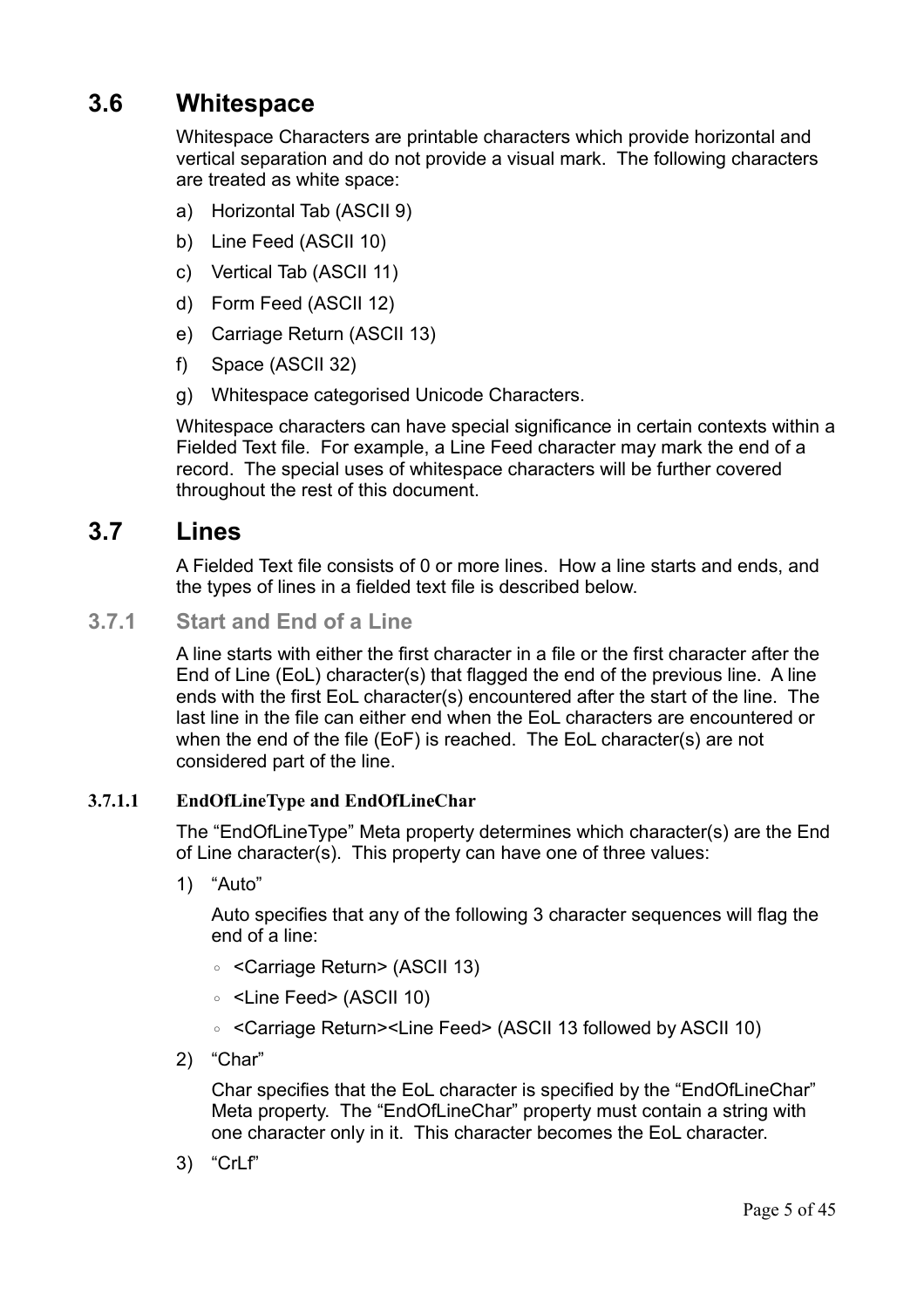## 3.6 Whitespace

Whitespace Characters are printable characters which provide horizontal and vertical separation and do not provide a visual mark. The following characters are treated as white space:

a) Horizontal Tab (ASCII 9)
b) Line Feed (ASCII 10)
c) Vertical Tab (ASCII 11)
d) Form Feed (ASCII 12)
e) Carriage Return (ASCII 13)
f) Space (ASCII 32)
g) Whitespace categorised Unicode Characters.

Whitespace characters can have special significance in certain contexts within a Fielded Text file. For example, a Line Feed character may mark the end of a record. The special uses of whitespace characters will be further covered throughout the rest of this document.

## 3.7 Lines

A Fielded Text file consists of 0 or more lines. How a line starts and ends, and the types of lines in a fielded text file is described below.

### 3.7.1 Start and End of a Line

A line starts with either the first character in a file or the first character after the End of Line (EoL) character(s) that flagged the end of the previous line. A line ends with the first EoL character(s) encountered after the start of the line. The last line in the file can either end when the EoL characters are encountered or when the end of the file (EoF) is reached. The EoL character(s) are not considered part of the line.

#### 3.7.1.1 EndOfLineType and EndOfLineChar

The “EndOfLineType” Meta property determines which character(s) are the End of Line character(s). This property can have one of three values:

1) “Auto”

   Auto specifies that any of the following 3 character sequences will flag the end of a line:

   - <Carriage Return> (ASCII 13)
   - <Line Feed> (ASCII 10)
   - <Carriage Return><Line Feed> (ASCII 13 followed by ASCII 10)

2) “Char”

   Char specifies that the EoL character is specified by the “EndOfLineChar” Meta property. The “EndOfLineChar” property must contain a string with one character only in it. This character becomes the EoL character.

3) “CrLf”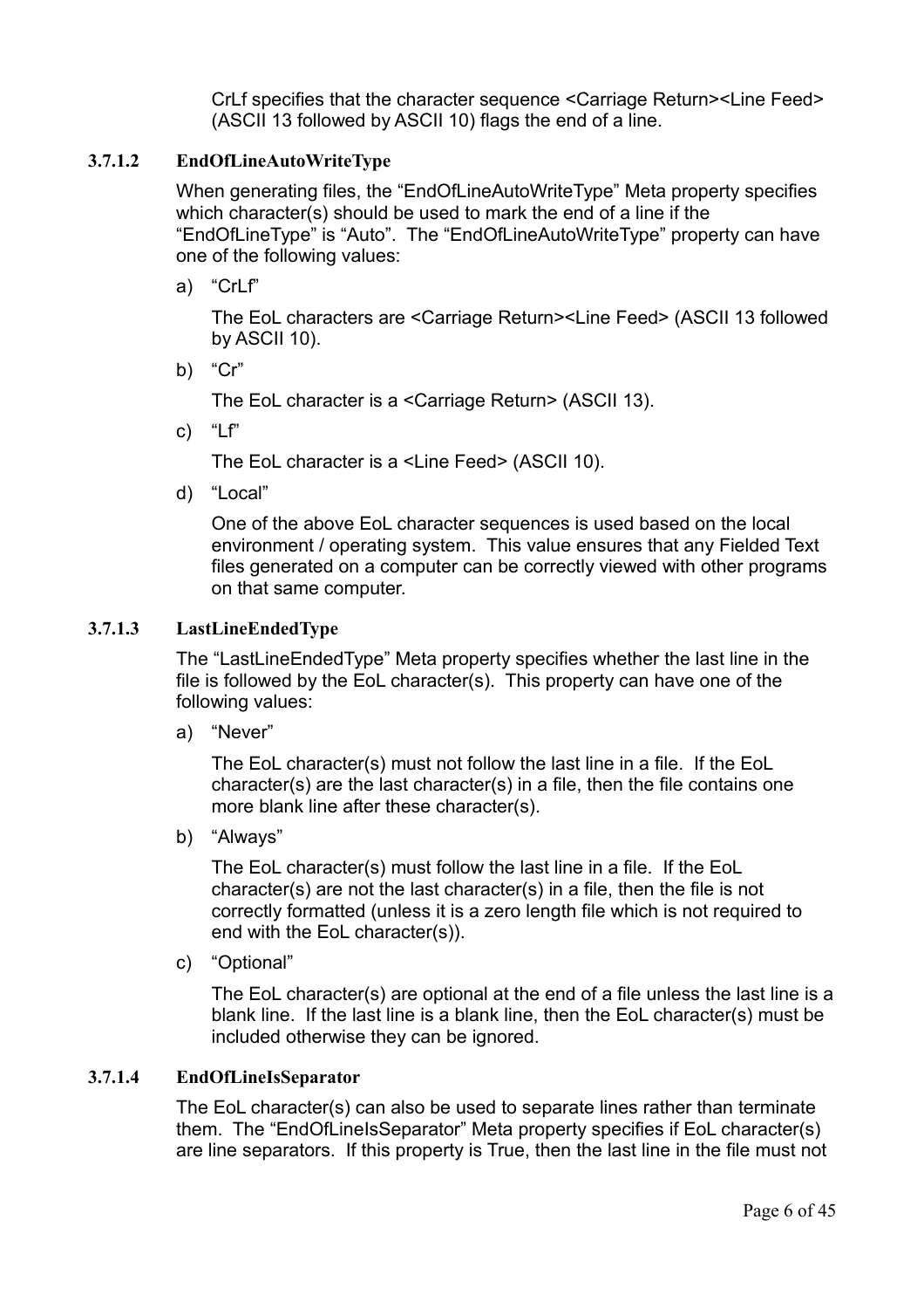CrLf specifies that the character sequence <Carriage Return><Line Feed> (ASCII 13 followed by ASCII 10) flags the end of a line.

#### 3.7.1.2 EndOfLineAutoWriteType

When generating files, the “EndOfLineAutoWriteType” Meta property specifies which character(s) should be used to mark the end of a line if the “EndOfLineType” is “Auto”. The “EndOfLineAutoWriteType” property can have one of the following values:

a) “CrLf”

   The EoL characters are <Carriage Return><Line Feed> (ASCII 13 followed by ASCII 10).

b) “Cr”

   The EoL character is a <Carriage Return> (ASCII 13).

c) “Lf”

   The EoL character is a <Line Feed> (ASCII 10).

d) “Local”

   One of the above EoL character sequences is used based on the local environment / operating system. This value ensures that any Fielded Text files generated on a computer can be correctly viewed with other programs on that same computer.

#### 3.7.1.3 LastLineEndedType

The “LastLineEndedType” Meta property specifies whether the last line in the file is followed by the EoL character(s). This property can have one of the following values:

a) “Never”

   The EoL character(s) must not follow the last line in a file. If the EoL character(s) are the last character(s) in a file, then the file contains one more blank line after these character(s).

b) “Always”

   The EoL character(s) must follow the last line in a file. If the EoL character(s) are not the last character(s) in a file, then the file is not correctly formatted (unless it is a zero length file which is not required to end with the EoL character(s)).

c) “Optional”

   The EoL character(s) are optional at the end of a file unless the last line is a blank line. If the last line is a blank line, then the EoL character(s) must be included otherwise they can be ignored.

#### 3.7.1.4 EndOfLineIsSeparator

The EoL character(s) can also be used to separate lines rather than terminate them. The “EndOfLineIsSeparator” Meta property specifies if EoL character(s) are line separators. If this property is True, then the last line in the file must not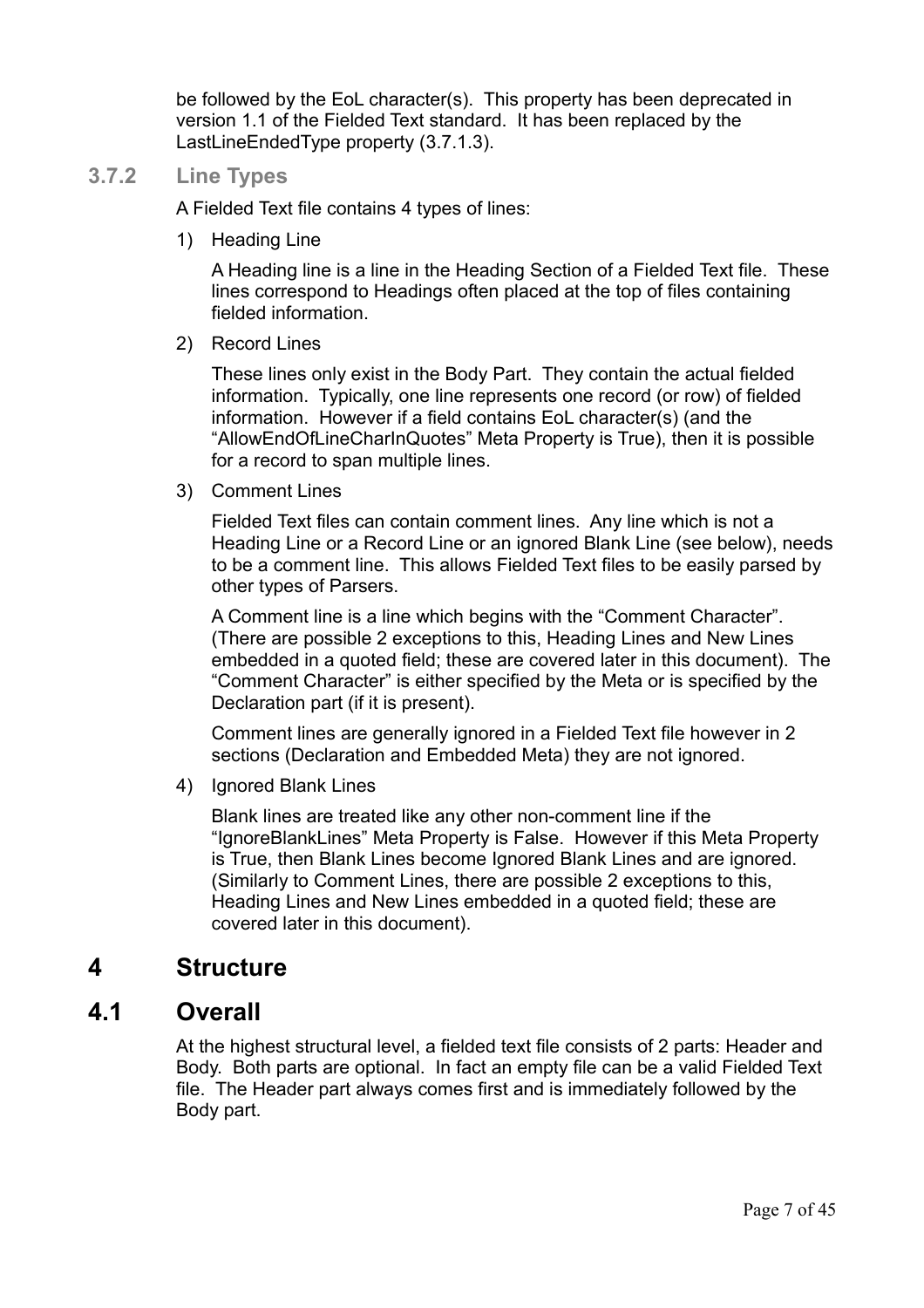be followed by the EoL character(s). This property has been deprecated in version 1.1 of the Fielded Text standard. It has been replaced by the LastLineEndedType property (3.7.1.3).

### 3.7.2 Line Types

A Fielded Text file contains 4 types of lines:

1) Heading Line

   A Heading line is a line in the Heading Section of a Fielded Text file. These lines correspond to Headings often placed at the top of files containing fielded information.

2) Record Lines

   These lines only exist in the Body Part. They contain the actual fielded information. Typically, one line represents one record (or row) of fielded information. However if a field contains EoL character(s) (and the "AllowEndOfLineCharInQuotes" Meta Property is True), then it is possible for a record to span multiple lines.

3) Comment Lines

   Fielded Text files can contain comment lines. Any line which is not a Heading Line or a Record Line or an ignored Blank Line (see below), needs to be a comment line. This allows Fielded Text files to be easily parsed by other types of Parsers.

   A Comment line is a line which begins with the "Comment Character". (There are possible 2 exceptions to this, Heading Lines and New Lines embedded in a quoted field; these are covered later in this document). The "Comment Character" is either specified by the Meta or is specified by the Declaration part (if it is present).

   Comment lines are generally ignored in a Fielded Text file however in 2 sections (Declaration and Embedded Meta) they are not ignored.

4) Ignored Blank Lines

   Blank lines are treated like any other non-comment line if the "IgnoreBlankLines" Meta Property is False. However if this Meta Property is True, then Blank Lines become Ignored Blank Lines and are ignored. (Similarly to Comment Lines, there are possible 2 exceptions to this, Heading Lines and New Lines embedded in a quoted field; these are covered later in this document).

# 4 Structure

## 4.1 Overall

At the highest structural level, a fielded text file consists of 2 parts: Header and Body. Both parts are optional. In fact an empty file can be a valid Fielded Text file. The Header part always comes first and is immediately followed by the Body part.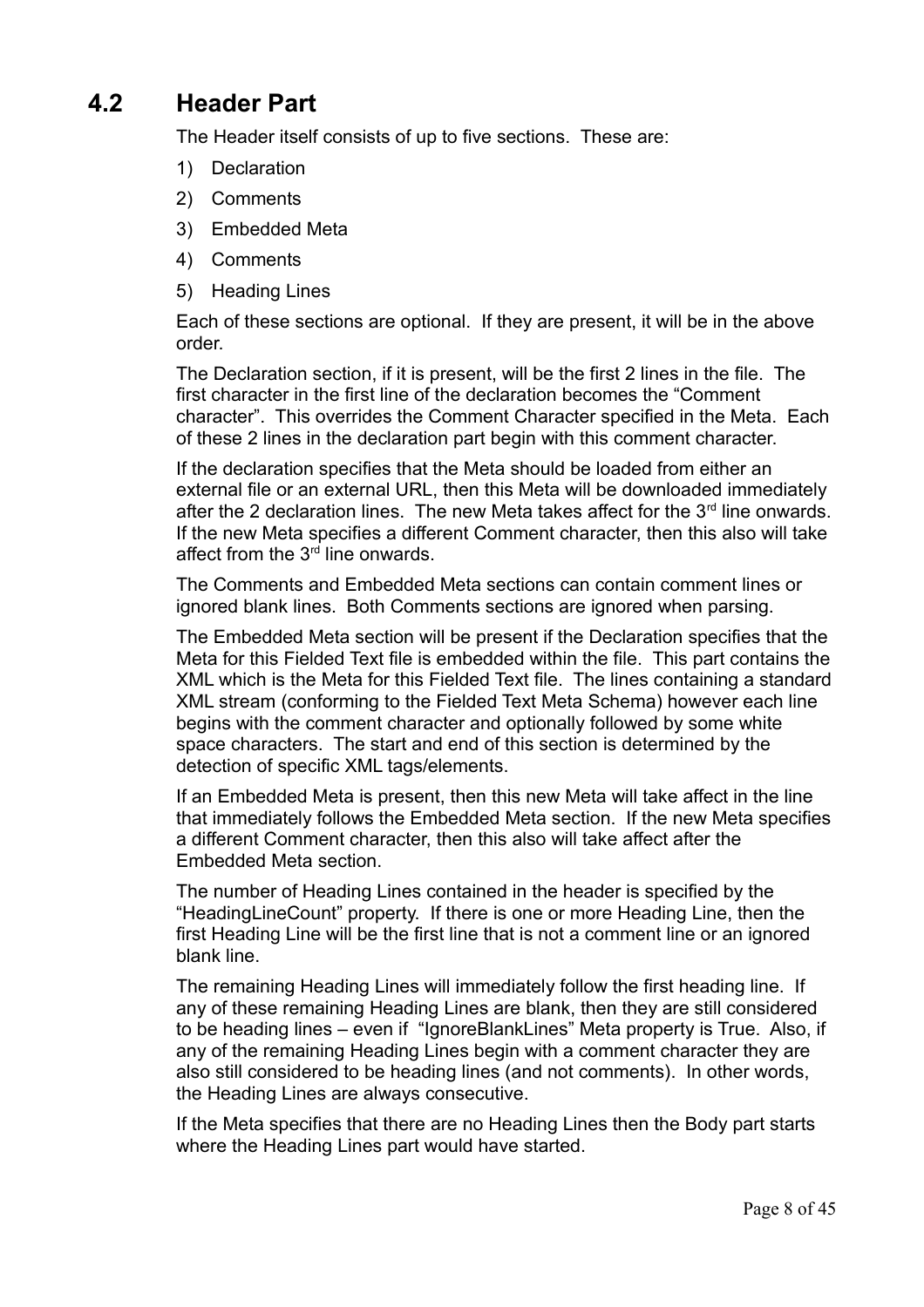## 4.2 Header Part

The Header itself consists of up to five sections. These are:

1) Declaration
2) Comments
3) Embedded Meta
4) Comments
5) Heading Lines

Each of these sections are optional. If they are present, it will be in the above order.

The Declaration section, if it is present, will be the first 2 lines in the file. The first character in the first line of the declaration becomes the "Comment character". This overrides the Comment Character specified in the Meta. Each of these 2 lines in the declaration part begin with this comment character.

If the declaration specifies that the Meta should be loaded from either an external file or an external URL, then this Meta will be downloaded immediately after the 2 declaration lines. The new Meta takes affect for the 3rd line onwards. If the new Meta specifies a different Comment character, then this also will take affect from the 3rd line onwards.

The Comments and Embedded Meta sections can contain comment lines or ignored blank lines. Both Comments sections are ignored when parsing.

The Embedded Meta section will be present if the Declaration specifies that the Meta for this Fielded Text file is embedded within the file. This part contains the XML which is the Meta for this Fielded Text file. The lines containing a standard XML stream (conforming to the Fielded Text Meta Schema) however each line begins with the comment character and optionally followed by some white space characters. The start and end of this section is determined by the detection of specific XML tags/elements.

If an Embedded Meta is present, then this new Meta will take affect in the line that immediately follows the Embedded Meta section. If the new Meta specifies a different Comment character, then this also will take affect after the Embedded Meta section.

The number of Heading Lines contained in the header is specified by the "HeadingLineCount" property. If there is one or more Heading Line, then the first Heading Line will be the first line that is not a comment line or an ignored blank line.

The remaining Heading Lines will immediately follow the first heading line. If any of these remaining Heading Lines are blank, then they are still considered to be heading lines – even if "IgnoreBlankLines" Meta property is True. Also, if any of the remaining Heading Lines begin with a comment character they are also still considered to be heading lines (and not comments). In other words, the Heading Lines are always consecutive.

If the Meta specifies that there are no Heading Lines then the Body part starts where the Heading Lines part would have started.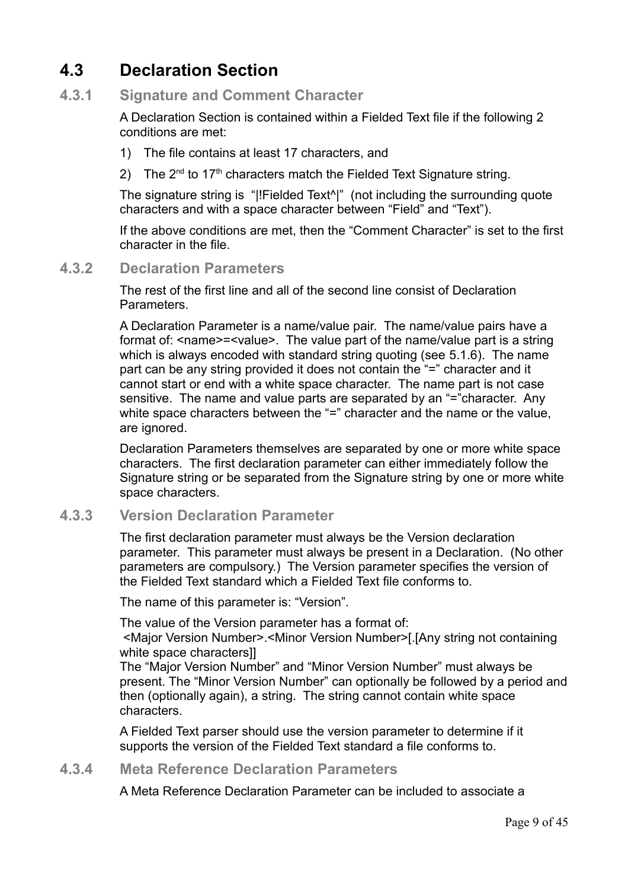## 4.3 Declaration Section

### 4.3.1 Signature and Comment Character

A Declaration Section is contained within a Fielded Text file if the following 2 conditions are met:

1) The file contains at least 17 characters, and
2) The 2nd to 17th characters match the Fielded Text Signature string.

The signature string is "|!Fielded Text^|" (not including the surrounding quote characters and with a space character between "Field" and "Text").

If the above conditions are met, then the "Comment Character" is set to the first character in the file.

### 4.3.2 Declaration Parameters

The rest of the first line and all of the second line consist of Declaration Parameters.

A Declaration Parameter is a name/value pair. The name/value pairs have a format of: <name>=<value>. The value part of the name/value part is a string which is always encoded with standard string quoting (see 5.1.6). The name part can be any string provided it does not contain the "=" character and it cannot start or end with a white space character. The name part is not case sensitive. The name and value parts are separated by an "="character. Any white space characters between the "=" character and the name or the value, are ignored.

Declaration Parameters themselves are separated by one or more white space characters. The first declaration parameter can either immediately follow the Signature string or be separated from the Signature string by one or more white space characters.

### 4.3.3 Version Declaration Parameter

The first declaration parameter must always be the Version declaration parameter. This parameter must always be present in a Declaration. (No other parameters are compulsory.) The Version parameter specifies the version of the Fielded Text standard which a Fielded Text file conforms to.

The name of this parameter is: "Version".

The value of the Version parameter has a format of:
<Major Version Number>.<Minor Version Number>[.[Any string not containing white space characters]]
The "Major Version Number" and "Minor Version Number" must always be present. The "Minor Version Number" can optionally be followed by a period and then (optionally again), a string. The string cannot contain white space characters.

A Fielded Text parser should use the version parameter to determine if it supports the version of the Fielded Text standard a file conforms to.

### 4.3.4 Meta Reference Declaration Parameters

A Meta Reference Declaration Parameter can be included to associate a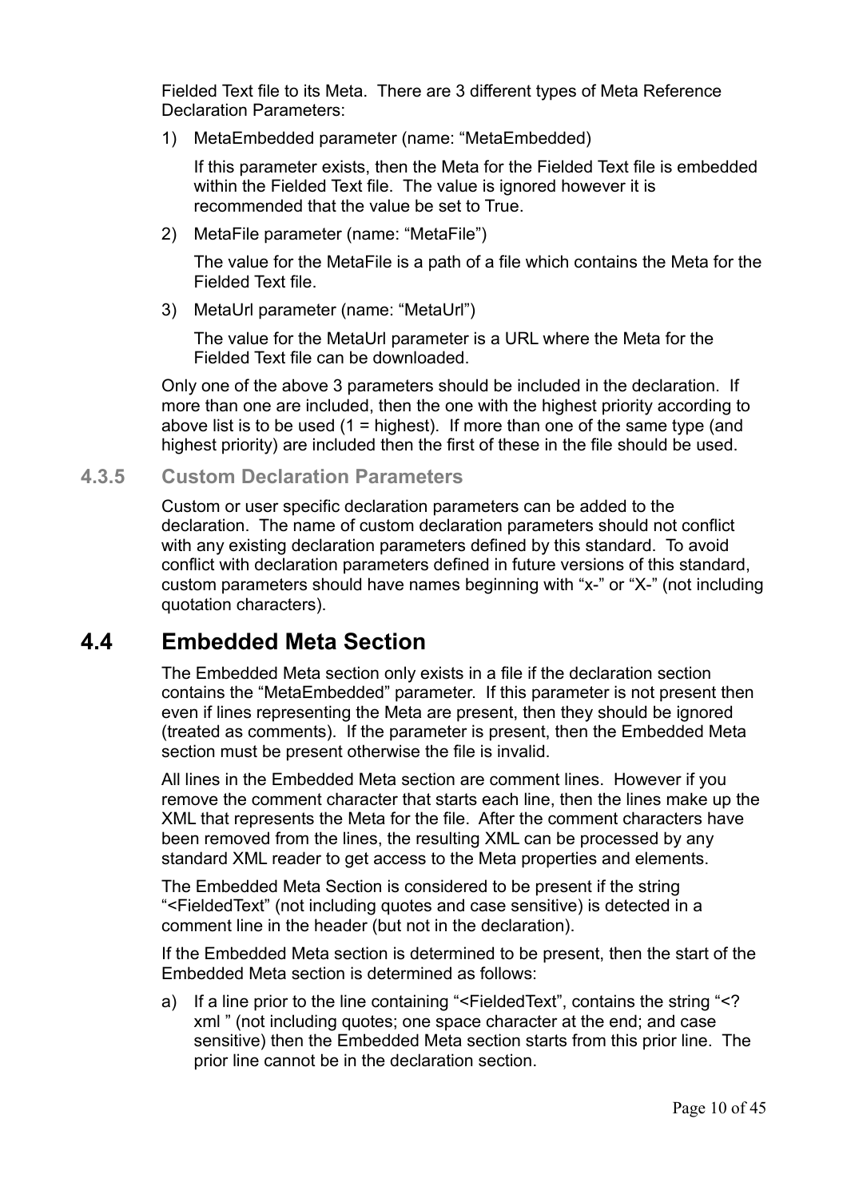Fielded Text file to its Meta. There are 3 different types of Meta Reference Declaration Parameters:

1) MetaEmbedded parameter (name: "MetaEmbedded)

   If this parameter exists, then the Meta for the Fielded Text file is embedded within the Fielded Text file. The value is ignored however it is recommended that the value be set to True.

2) MetaFile parameter (name: "MetaFile")

   The value for the MetaFile is a path of a file which contains the Meta for the Fielded Text file.

3) MetaUrl parameter (name: "MetaUrl")

   The value for the MetaUrl parameter is a URL where the Meta for the Fielded Text file can be downloaded.

Only one of the above 3 parameters should be included in the declaration. If more than one are included, then the one with the highest priority according to above list is to be used (1 = highest). If more than one of the same type (and highest priority) are included then the first of these in the file should be used.

### 4.3.5 Custom Declaration Parameters

Custom or user specific declaration parameters can be added to the declaration. The name of custom declaration parameters should not conflict with any existing declaration parameters defined by this standard. To avoid conflict with declaration parameters defined in future versions of this standard, custom parameters should have names beginning with "x-" or "X-" (not including quotation characters).

## 4.4 Embedded Meta Section

The Embedded Meta section only exists in a file if the declaration section contains the "MetaEmbedded" parameter. If this parameter is not present then even if lines representing the Meta are present, then they should be ignored (treated as comments). If the parameter is present, then the Embedded Meta section must be present otherwise the file is invalid.

All lines in the Embedded Meta section are comment lines. However if you remove the comment character that starts each line, then the lines make up the XML that represents the Meta for the file. After the comment characters have been removed from the lines, the resulting XML can be processed by any standard XML reader to get access to the Meta properties and elements.

The Embedded Meta Section is considered to be present if the string "<FieldedText" (not including quotes and case sensitive) is detected in a comment line in the header (but not in the declaration).

If the Embedded Meta section is determined to be present, then the start of the Embedded Meta section is determined as follows:

a) If a line prior to the line containing "<FieldedText", contains the string "<?xml " (not including quotes; one space character at the end; and case sensitive) then the Embedded Meta section starts from this prior line. The prior line cannot be in the declaration section.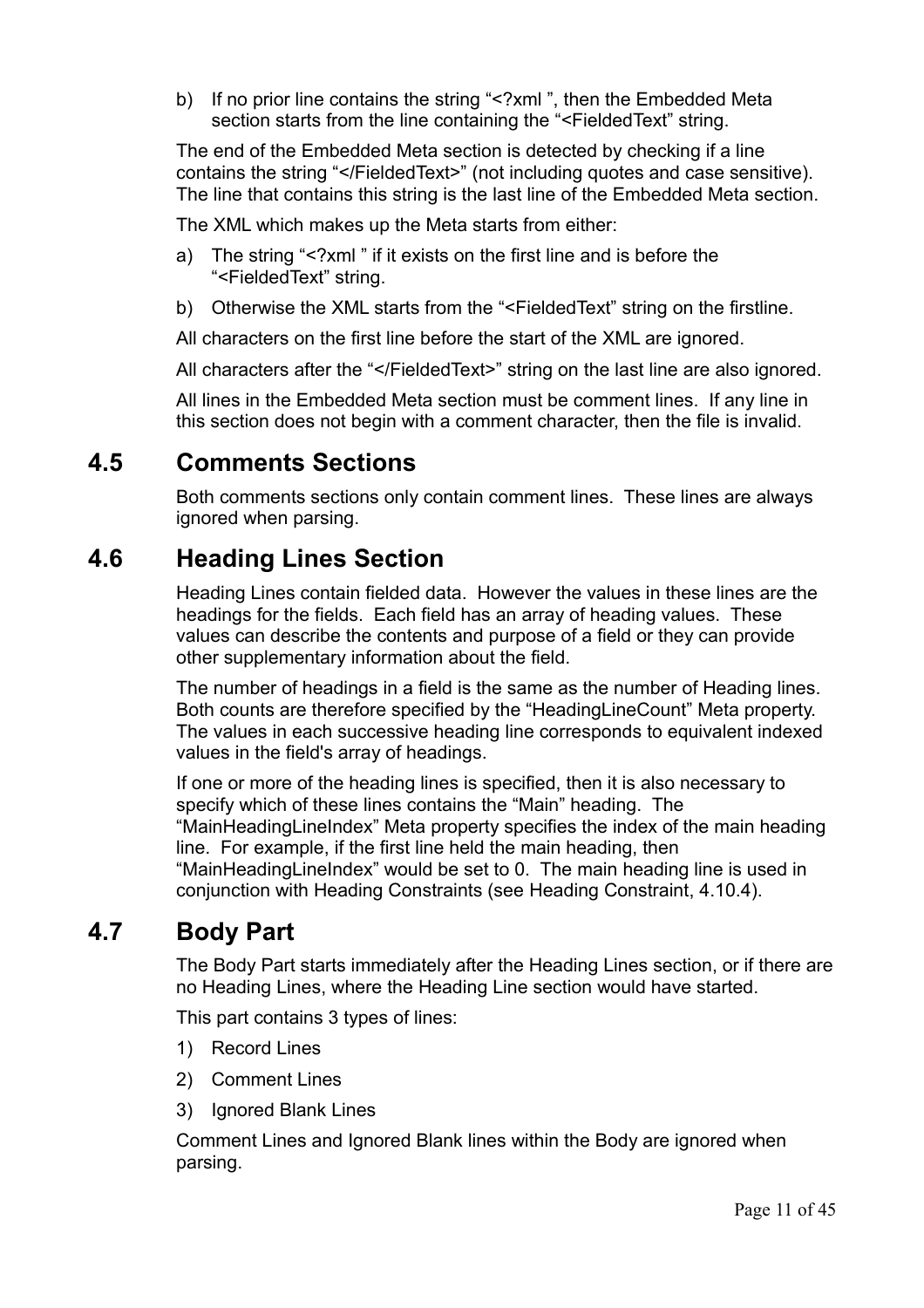b) If no prior line contains the string “<?xml ”, then the Embedded Meta section starts from the line containing the “<FieldedText” string.

The end of the Embedded Meta section is detected by checking if a line contains the string “</FieldedText>” (not including quotes and case sensitive). The line that contains this string is the last line of the Embedded Meta section.

The XML which makes up the Meta starts from either:

a) The string “<?xml ” if it exists on the first line and is before the “<FieldedText” string.

b) Otherwise the XML starts from the “<FieldedText” string on the firstline.

All characters on the first line before the start of the XML are ignored.

All characters after the “</FieldedText>” string on the last line are also ignored.

All lines in the Embedded Meta section must be comment lines. If any line in this section does not begin with a comment character, then the file is invalid.

## 4.5 Comments Sections

Both comments sections only contain comment lines. These lines are always ignored when parsing.

## 4.6 Heading Lines Section

Heading Lines contain fielded data. However the values in these lines are the headings for the fields. Each field has an array of heading values. These values can describe the contents and purpose of a field or they can provide other supplementary information about the field.

The number of headings in a field is the same as the number of Heading lines. Both counts are therefore specified by the “HeadingLineCount” Meta property. The values in each successive heading line corresponds to equivalent indexed values in the field's array of headings.

If one or more of the heading lines is specified, then it is also necessary to specify which of these lines contains the “Main” heading. The “MainHeadingLineIndex” Meta property specifies the index of the main heading line. For example, if the first line held the main heading, then “MainHeadingLineIndex” would be set to 0. The main heading line is used in conjunction with Heading Constraints (see Heading Constraint, 4.10.4).

## 4.7 Body Part

The Body Part starts immediately after the Heading Lines section, or if there are no Heading Lines, where the Heading Line section would have started.

This part contains 3 types of lines:

1) Record Lines
2) Comment Lines
3) Ignored Blank Lines

Comment Lines and Ignored Blank lines within the Body are ignored when parsing.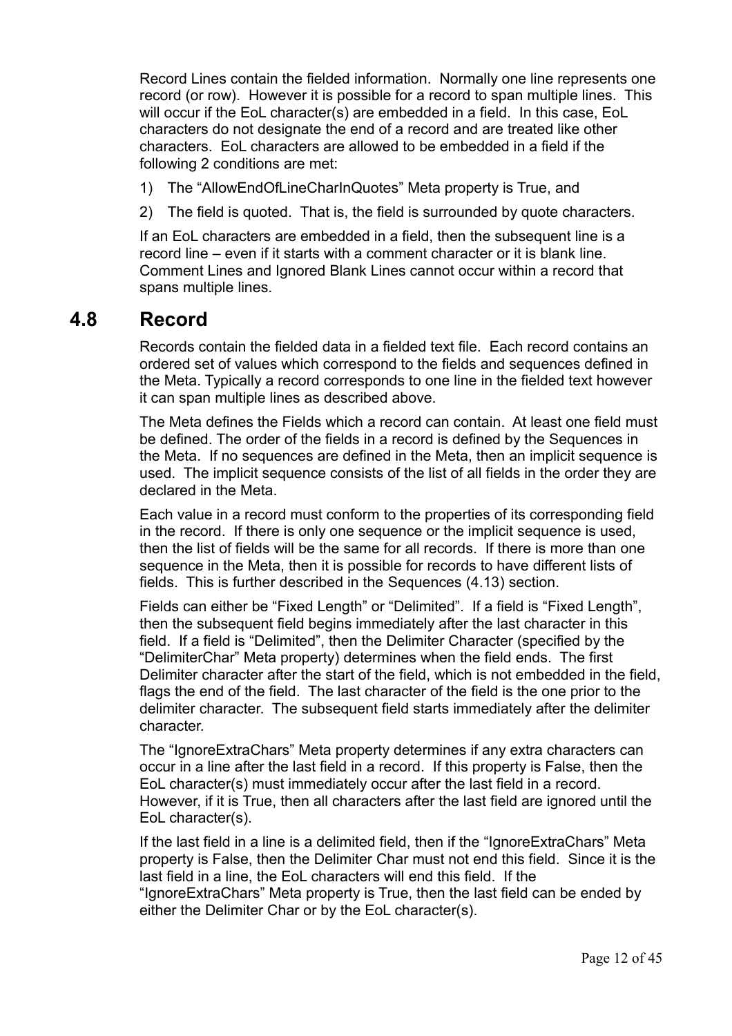Record Lines contain the fielded information. Normally one line represents one record (or row). However it is possible for a record to span multiple lines. This will occur if the EoL character(s) are embedded in a field. In this case, EoL characters do not designate the end of a record and are treated like other characters. EoL characters are allowed to be embedded in a field if the following 2 conditions are met:

1) The "AllowEndOfLineCharInQuotes" Meta property is True, and
2) The field is quoted. That is, the field is surrounded by quote characters.

If an EoL characters are embedded in a field, then the subsequent line is a record line – even if it starts with a comment character or it is blank line. Comment Lines and Ignored Blank Lines cannot occur within a record that spans multiple lines.

## 4.8 Record

Records contain the fielded data in a fielded text file. Each record contains an ordered set of values which correspond to the fields and sequences defined in the Meta. Typically a record corresponds to one line in the fielded text however it can span multiple lines as described above.

The Meta defines the Fields which a record can contain. At least one field must be defined. The order of the fields in a record is defined by the Sequences in the Meta. If no sequences are defined in the Meta, then an implicit sequence is used. The implicit sequence consists of the list of all fields in the order they are declared in the Meta.

Each value in a record must conform to the properties of its corresponding field in the record. If there is only one sequence or the implicit sequence is used, then the list of fields will be the same for all records. If there is more than one sequence in the Meta, then it is possible for records to have different lists of fields. This is further described in the Sequences (4.13) section.

Fields can either be "Fixed Length" or "Delimited". If a field is "Fixed Length", then the subsequent field begins immediately after the last character in this field. If a field is "Delimited", then the Delimiter Character (specified by the "DelimiterChar" Meta property) determines when the field ends. The first Delimiter character after the start of the field, which is not embedded in the field, flags the end of the field. The last character of the field is the one prior to the delimiter character. The subsequent field starts immediately after the delimiter character.

The "IgnoreExtraChars" Meta property determines if any extra characters can occur in a line after the last field in a record. If this property is False, then the EoL character(s) must immediately occur after the last field in a record. However, if it is True, then all characters after the last field are ignored until the EoL character(s).

If the last field in a line is a delimited field, then if the "IgnoreExtraChars" Meta property is False, then the Delimiter Char must not end this field. Since it is the last field in a line, the EoL characters will end this field. If the "IgnoreExtraChars" Meta property is True, then the last field can be ended by either the Delimiter Char or by the EoL character(s).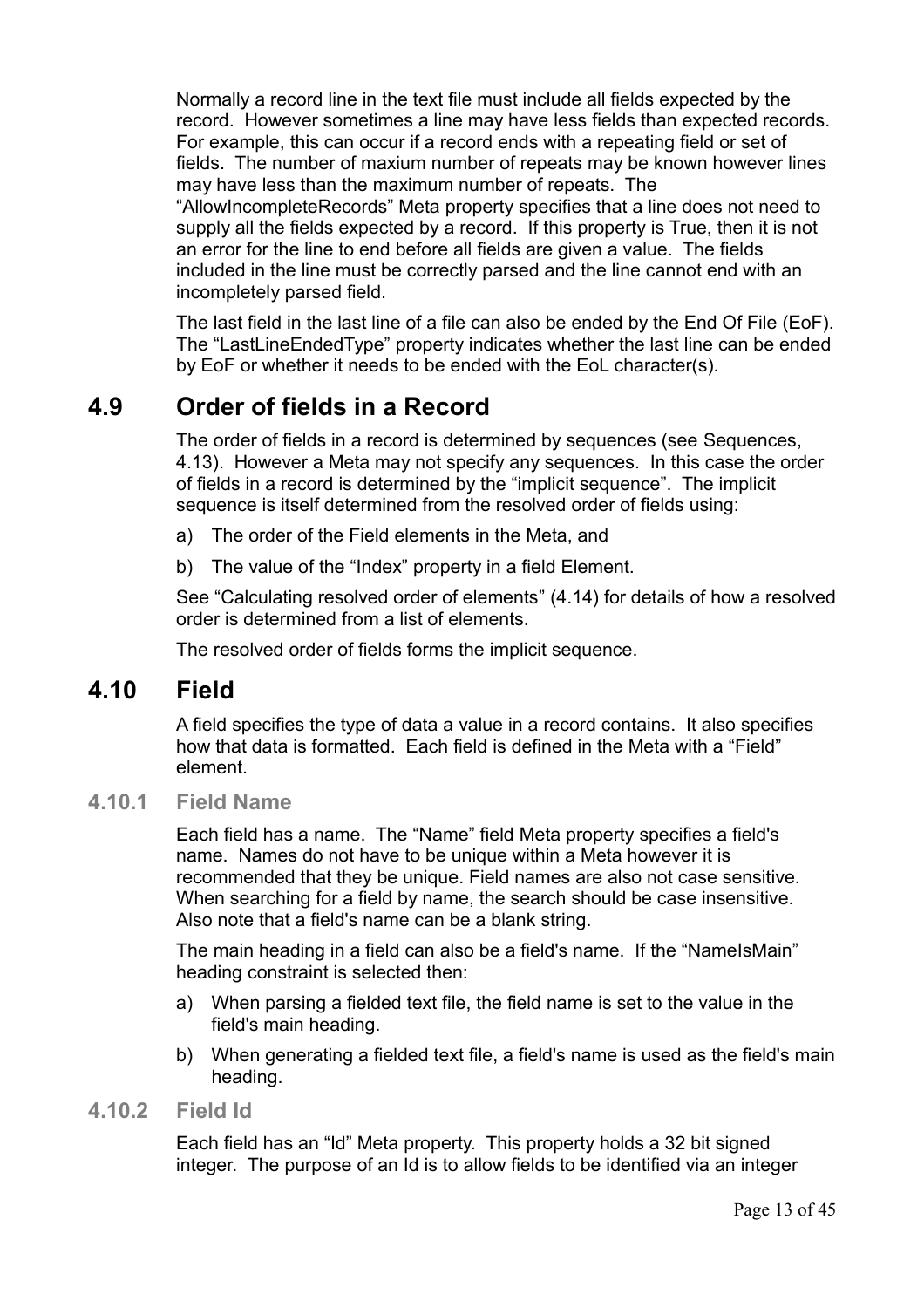Normally a record line in the text file must include all fields expected by the record. However sometimes a line may have less fields than expected records. For example, this can occur if a record ends with a repeating field or set of fields. The number of maxium number of repeats may be known however lines may have less than the maximum number of repeats. The “AllowIncompleteRecords” Meta property specifies that a line does not need to supply all the fields expected by a record. If this property is True, then it is not an error for the line to end before all fields are given a value. The fields included in the line must be correctly parsed and the line cannot end with an incompletely parsed field.

The last field in the last line of a file can also be ended by the End Of File (EoF). The “LastLineEndedType” property indicates whether the last line can be ended by EoF or whether it needs to be ended with the EoL character(s).

## 4.9 Order of fields in a Record

The order of fields in a record is determined by sequences (see Sequences, 4.13). However a Meta may not specify any sequences. In this case the order of fields in a record is determined by the “implicit sequence”. The implicit sequence is itself determined from the resolved order of fields using:

a) The order of the Field elements in the Meta, and

b) The value of the “Index” property in a field Element.

See “Calculating resolved order of elements” (4.14) for details of how a resolved order is determined from a list of elements.

The resolved order of fields forms the implicit sequence.

## 4.10 Field

A field specifies the type of data a value in a record contains. It also specifies how that data is formatted. Each field is defined in the Meta with a “Field” element.

### 4.10.1 Field Name

Each field has a name. The “Name” field Meta property specifies a field's name. Names do not have to be unique within a Meta however it is recommended that they be unique. Field names are also not case sensitive. When searching for a field by name, the search should be case insensitive. Also note that a field's name can be a blank string.

The main heading in a field can also be a field's name. If the “NameIsMain” heading constraint is selected then:

a) When parsing a fielded text file, the field name is set to the value in the field's main heading.

b) When generating a fielded text file, a field's name is used as the field's main heading.

### 4.10.2 Field Id

Each field has an “Id” Meta property. This property holds a 32 bit signed integer. The purpose of an Id is to allow fields to be identified via an integer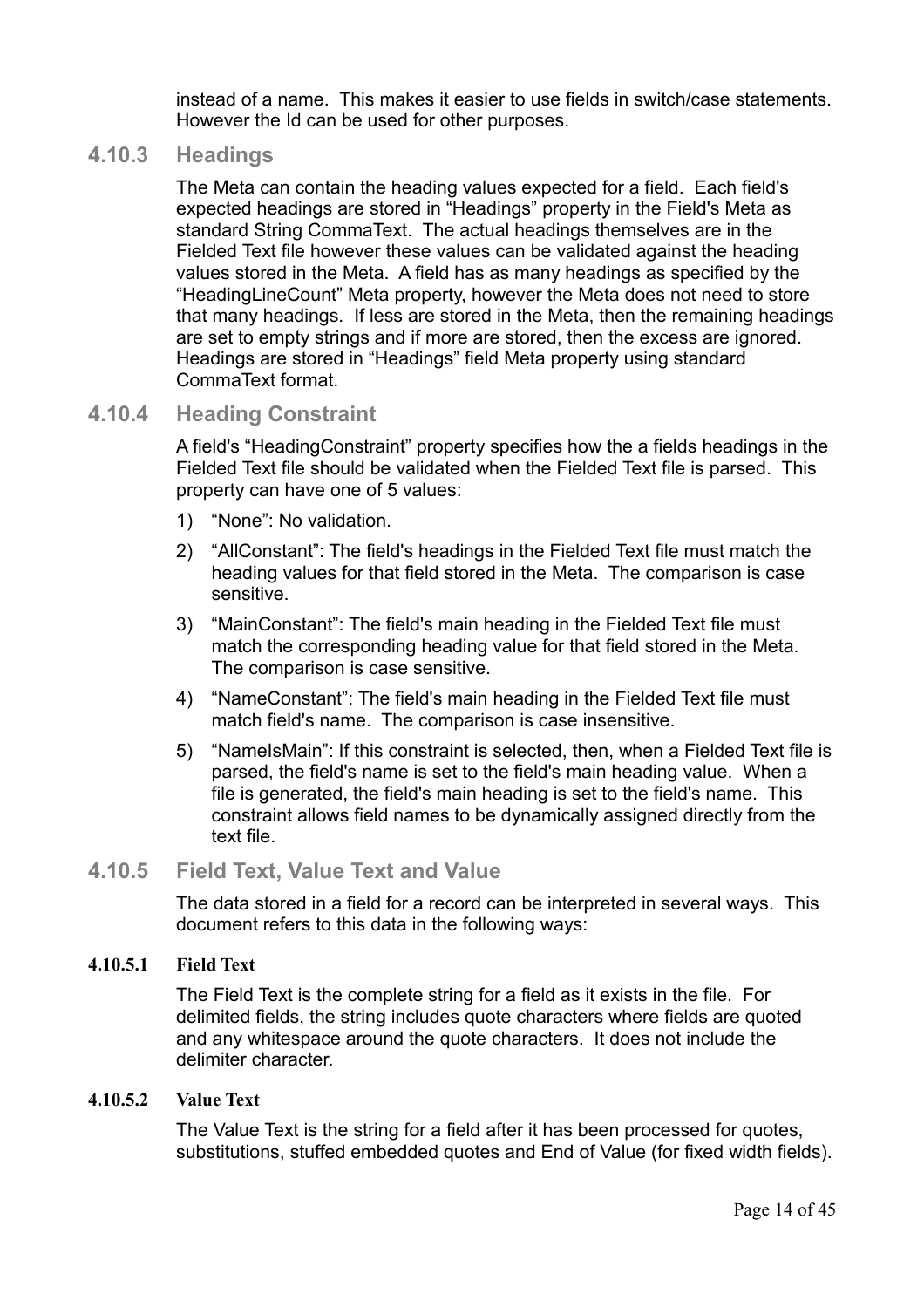instead of a name. This makes it easier to use fields in switch/case statements. However the Id can be used for other purposes.

### 4.10.3 Headings

The Meta can contain the heading values expected for a field. Each field's expected headings are stored in “Headings” property in the Field's Meta as standard String CommaText. The actual headings themselves are in the Fielded Text file however these values can be validated against the heading values stored in the Meta. A field has as many headings as specified by the “HeadingLineCount” Meta property, however the Meta does not need to store that many headings. If less are stored in the Meta, then the remaining headings are set to empty strings and if more are stored, then the excess are ignored. Headings are stored in “Headings” field Meta property using standard CommaText format.

### 4.10.4 Heading Constraint

A field's “HeadingConstraint” property specifies how the a fields headings in the Fielded Text file should be validated when the Fielded Text file is parsed. This property can have one of 5 values:

1) “None”: No validation.
2) “AllConstant”: The field's headings in the Fielded Text file must match the heading values for that field stored in the Meta. The comparison is case sensitive.
3) “MainConstant”: The field's main heading in the Fielded Text file must match the corresponding heading value for that field stored in the Meta. The comparison is case sensitive.
4) “NameConstant”: The field's main heading in the Fielded Text file must match field's name. The comparison is case insensitive.
5) “NameIsMain”: If this constraint is selected, then, when a Fielded Text file is parsed, the field's name is set to the field's main heading value. When a file is generated, the field's main heading is set to the field's name. This constraint allows field names to be dynamically assigned directly from the text file.

### 4.10.5 Field Text, Value Text and Value

The data stored in a field for a record can be interpreted in several ways. This document refers to this data in the following ways:

#### 4.10.5.1 Field Text

The Field Text is the complete string for a field as it exists in the file. For delimited fields, the string includes quote characters where fields are quoted and any whitespace around the quote characters. It does not include the delimiter character.

#### 4.10.5.2 Value Text

The Value Text is the string for a field after it has been processed for quotes, substitutions, stuffed embedded quotes and End of Value (for fixed width fields).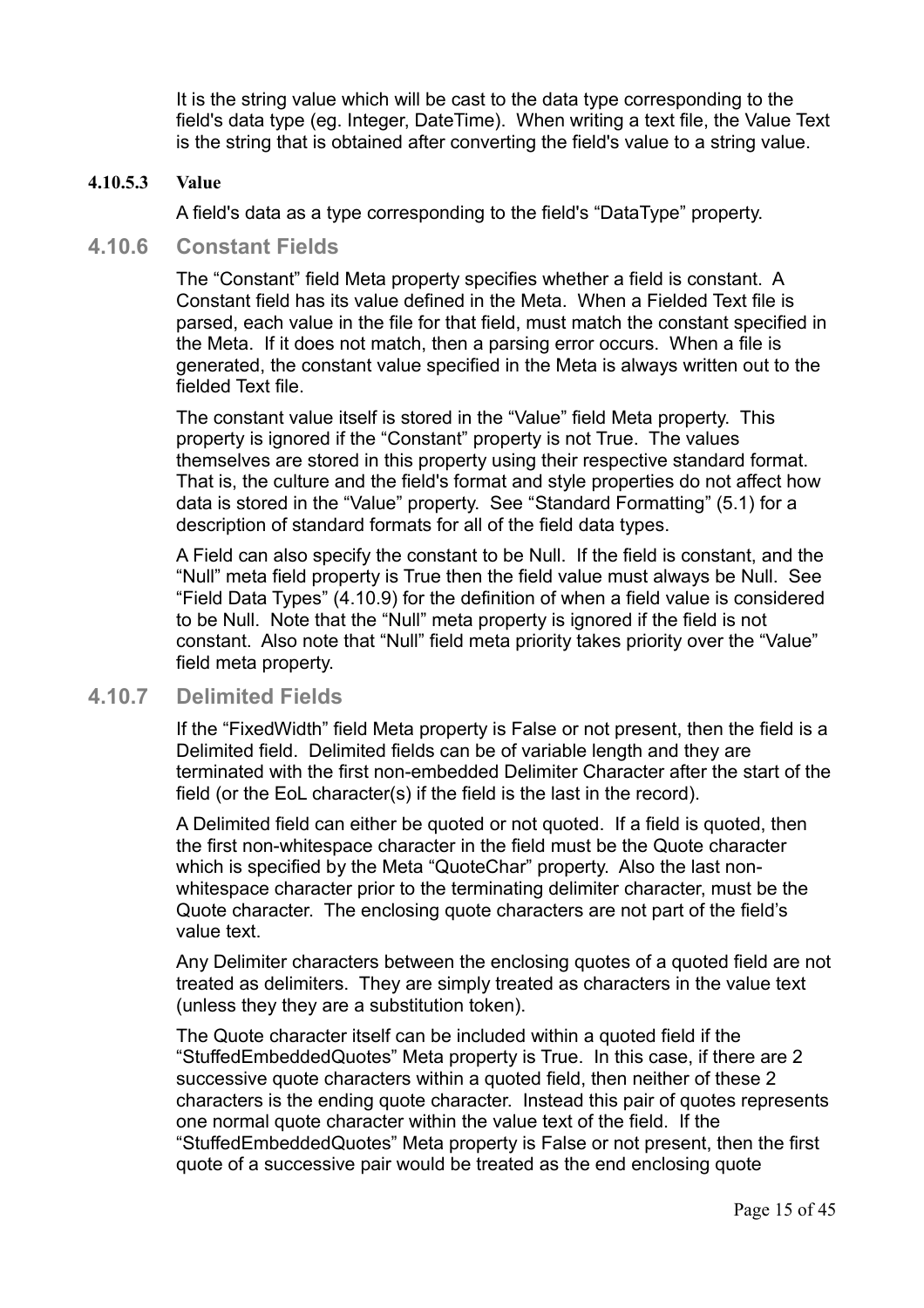It is the string value which will be cast to the data type corresponding to the field's data type (eg. Integer, DateTime). When writing a text file, the Value Text is the string that is obtained after converting the field's value to a string value.

#### 4.10.5.3 Value

A field's data as a type corresponding to the field's "DataType" property.

### 4.10.6 Constant Fields

The "Constant" field Meta property specifies whether a field is constant. A Constant field has its value defined in the Meta. When a Fielded Text file is parsed, each value in the file for that field, must match the constant specified in the Meta. If it does not match, then a parsing error occurs. When a file is generated, the constant value specified in the Meta is always written out to the fielded Text file.

The constant value itself is stored in the "Value" field Meta property. This property is ignored if the "Constant" property is not True. The values themselves are stored in this property using their respective standard format. That is, the culture and the field's format and style properties do not affect how data is stored in the "Value" property. See "Standard Formatting" (5.1) for a description of standard formats for all of the field data types.

A Field can also specify the constant to be Null. If the field is constant, and the "Null" meta field property is True then the field value must always be Null. See "Field Data Types" (4.10.9) for the definition of when a field value is considered to be Null. Note that the "Null" meta property is ignored if the field is not constant. Also note that "Null" field meta priority takes priority over the "Value" field meta property.

### 4.10.7 Delimited Fields

If the "FixedWidth" field Meta property is False or not present, then the field is a Delimited field. Delimited fields can be of variable length and they are terminated with the first non-embedded Delimiter Character after the start of the field (or the EoL character(s) if the field is the last in the record).

A Delimited field can either be quoted or not quoted. If a field is quoted, then the first non-whitespace character in the field must be the Quote character which is specified by the Meta "QuoteChar" property. Also the last non-whitespace character prior to the terminating delimiter character, must be the Quote character. The enclosing quote characters are not part of the field's value text.

Any Delimiter characters between the enclosing quotes of a quoted field are not treated as delimiters. They are simply treated as characters in the value text (unless they they are a substitution token).

The Quote character itself can be included within a quoted field if the "StuffedEmbeddedQuotes" Meta property is True. In this case, if there are 2 successive quote characters within a quoted field, then neither of these 2 characters is the ending quote character. Instead this pair of quotes represents one normal quote character within the value text of the field. If the "StuffedEmbeddedQuotes" Meta property is False or not present, then the first quote of a successive pair would be treated as the end enclosing quote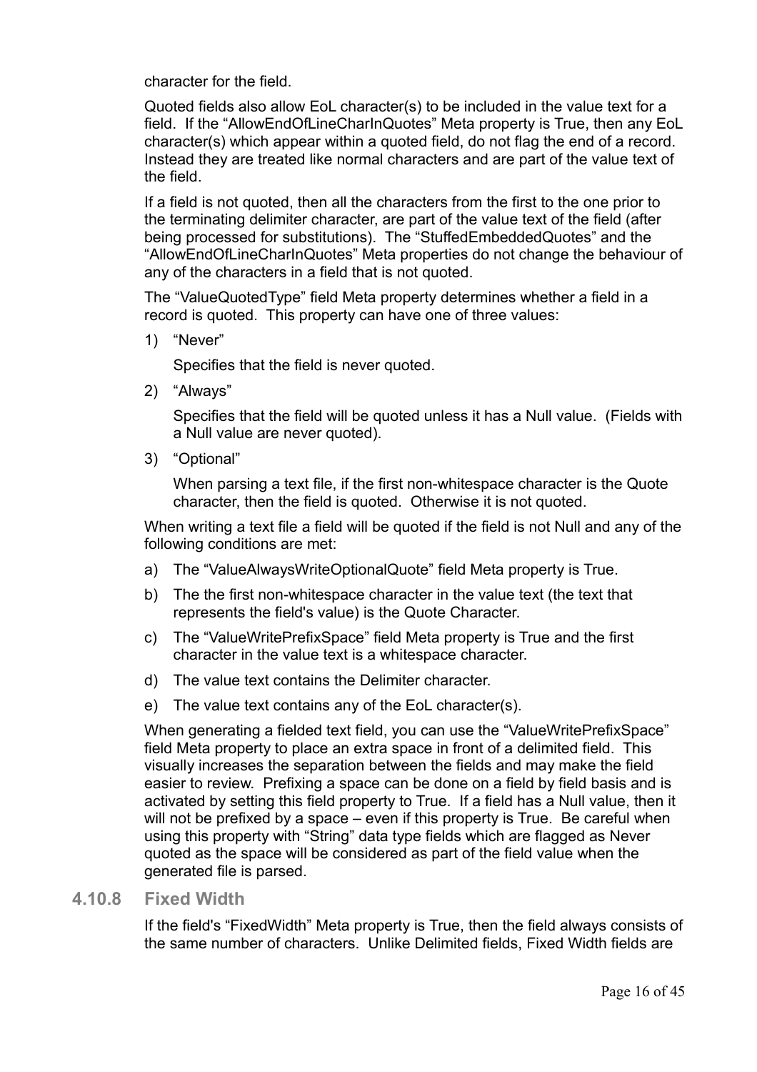character for the field.

Quoted fields also allow EoL character(s) to be included in the value text for a field. If the "AllowEndOfLineCharInQuotes" Meta property is True, then any EoL character(s) which appear within a quoted field, do not flag the end of a record. Instead they are treated like normal characters and are part of the value text of the field.

If a field is not quoted, then all the characters from the first to the one prior to the terminating delimiter character, are part of the value text of the field (after being processed for substitutions). The "StuffedEmbeddedQuotes" and the "AllowEndOfLineCharInQuotes" Meta properties do not change the behaviour of any of the characters in a field that is not quoted.

The "ValueQuotedType" field Meta property determines whether a field in a record is quoted. This property can have one of three values:

1) "Never"

   Specifies that the field is never quoted.

2) "Always"

   Specifies that the field will be quoted unless it has a Null value. (Fields with a Null value are never quoted).

3) "Optional"

   When parsing a text file, if the first non-whitespace character is the Quote character, then the field is quoted. Otherwise it is not quoted.

When writing a text file a field will be quoted if the field is not Null and any of the following conditions are met:

a) The "ValueAlwaysWriteOptionalQuote" field Meta property is True.
b) The the first non-whitespace character in the value text (the text that represents the field's value) is the Quote Character.
c) The "ValueWritePrefixSpace" field Meta property is True and the first character in the value text is a whitespace character.
d) The value text contains the Delimiter character.
e) The value text contains any of the EoL character(s).

When generating a fielded text field, you can use the "ValueWritePrefixSpace" field Meta property to place an extra space in front of a delimited field. This visually increases the separation between the fields and may make the field easier to review. Prefixing a space can be done on a field by field basis and is activated by setting this field property to True. If a field has a Null value, then it will not be prefixed by a space – even if this property is True. Be careful when using this property with "String" data type fields which are flagged as Never quoted as the space will be considered as part of the field value when the generated file is parsed.

### 4.10.8 Fixed Width

If the field's "FixedWidth" Meta property is True, then the field always consists of the same number of characters. Unlike Delimited fields, Fixed Width fields are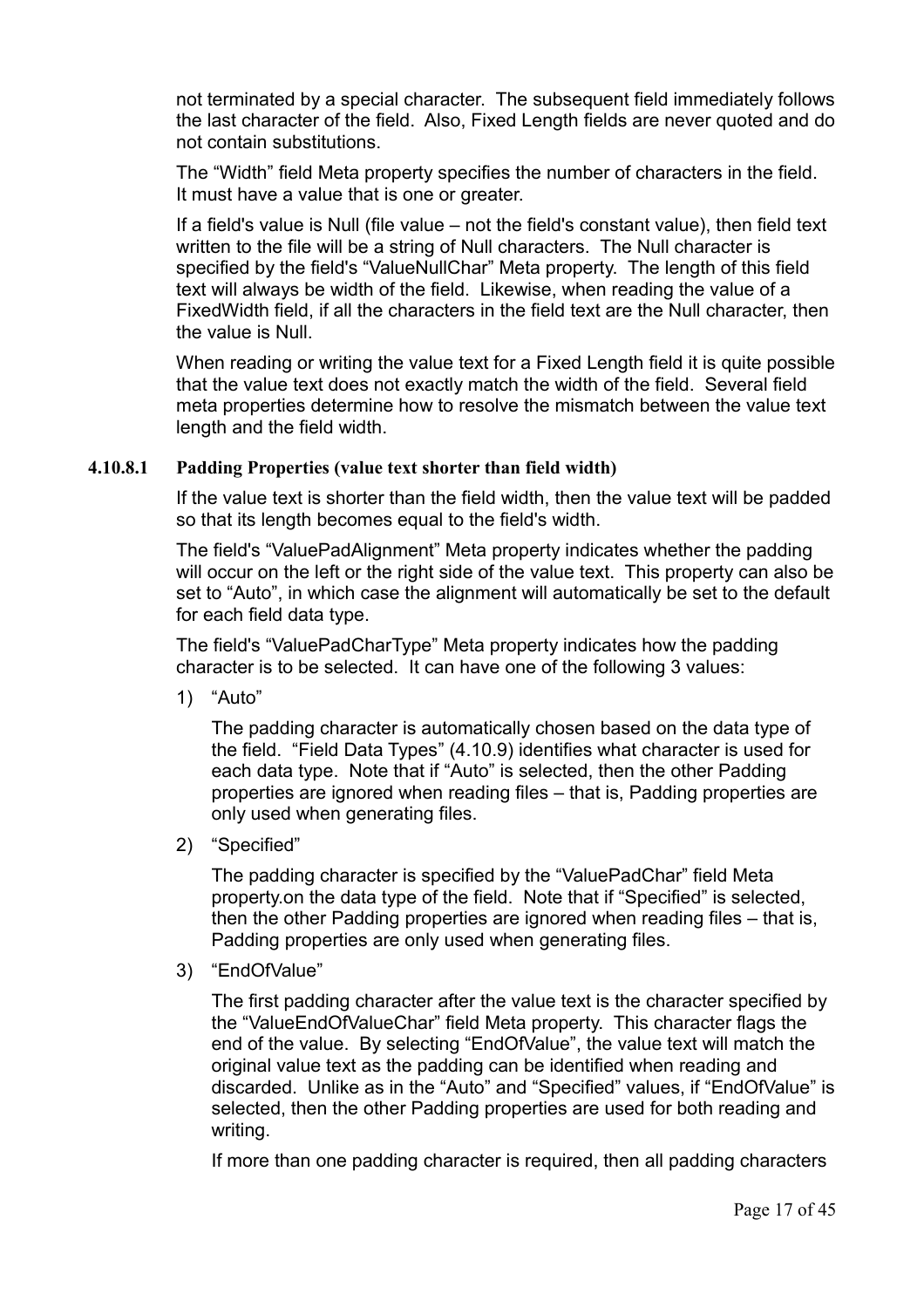not terminated by a special character. The subsequent field immediately follows the last character of the field. Also, Fixed Length fields are never quoted and do not contain substitutions.

The “Width” field Meta property specifies the number of characters in the field. It must have a value that is one or greater.

If a field's value is Null (file value – not the field's constant value), then field text written to the file will be a string of Null characters. The Null character is specified by the field's “ValueNullChar” Meta property. The length of this field text will always be width of the field. Likewise, when reading the value of a FixedWidth field, if all the characters in the field text are the Null character, then the value is Null.

When reading or writing the value text for a Fixed Length field it is quite possible that the value text does not exactly match the width of the field. Several field meta properties determine how to resolve the mismatch between the value text length and the field width.

#### 4.10.8.1 Padding Properties (value text shorter than field width)

If the value text is shorter than the field width, then the value text will be padded so that its length becomes equal to the field's width.

The field's “ValuePadAlignment” Meta property indicates whether the padding will occur on the left or the right side of the value text. This property can also be set to “Auto”, in which case the alignment will automatically be set to the default for each field data type.

The field's “ValuePadCharType” Meta property indicates how the padding character is to be selected. It can have one of the following 3 values:

1) “Auto”

   The padding character is automatically chosen based on the data type of the field. “Field Data Types” (4.10.9) identifies what character is used for each data type. Note that if “Auto” is selected, then the other Padding properties are ignored when reading files – that is, Padding properties are only used when generating files.

2) “Specified”

   The padding character is specified by the “ValuePadChar” field Meta property.on the data type of the field. Note that if “Specified” is selected, then the other Padding properties are ignored when reading files – that is, Padding properties are only used when generating files.

3) “EndOfValue”

   The first padding character after the value text is the character specified by the “ValueEndOfValueChar” field Meta property. This character flags the end of the value. By selecting “EndOfValue”, the value text will match the original value text as the padding can be identified when reading and discarded. Unlike as in the “Auto” and “Specified” values, if “EndOfValue” is selected, then the other Padding properties are used for both reading and writing.

   If more than one padding character is required, then all padding characters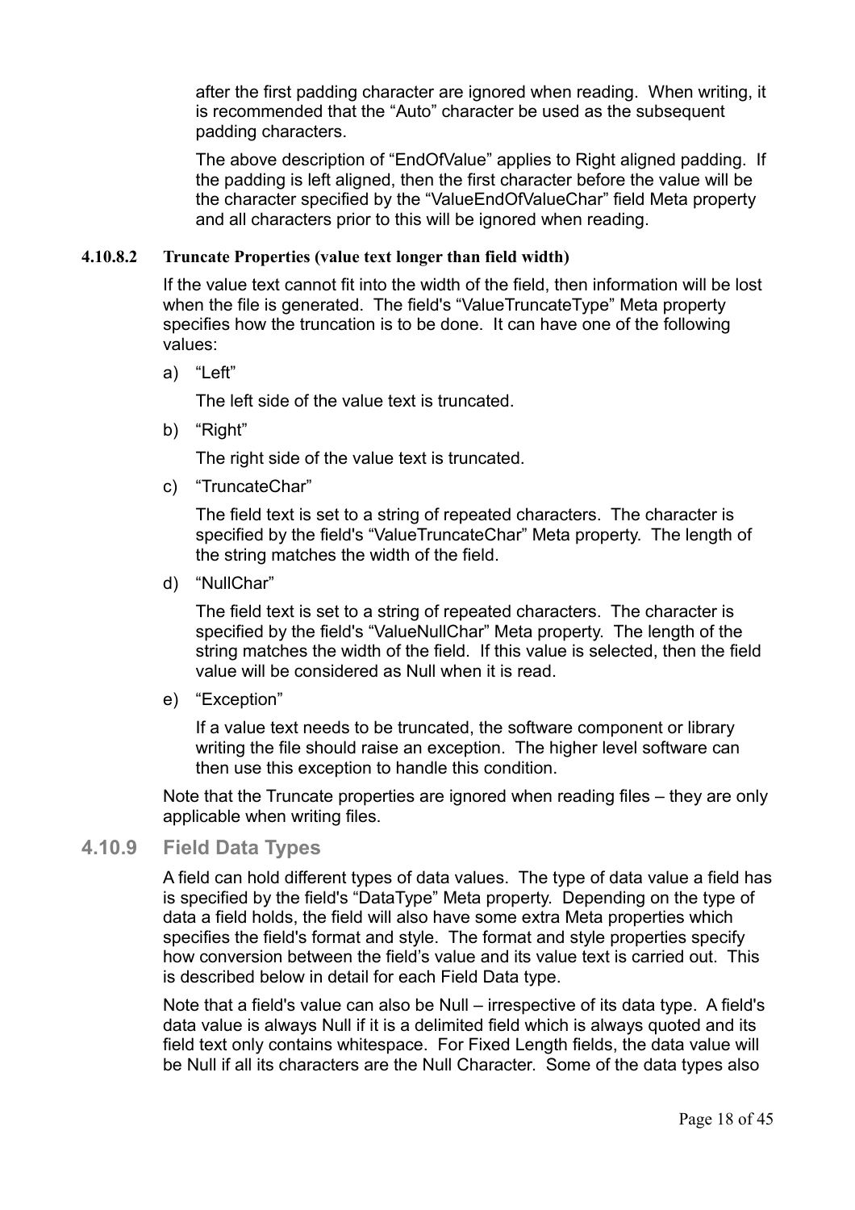after the first padding character are ignored when reading. When writing, it is recommended that the “Auto” character be used as the subsequent padding characters.

The above description of “EndOfValue” applies to Right aligned padding. If the padding is left aligned, then the first character before the value will be the character specified by the “ValueEndOfValueChar” field Meta property and all characters prior to this will be ignored when reading.

#### 4.10.8.2 Truncate Properties (value text longer than field width)

If the value text cannot fit into the width of the field, then information will be lost when the file is generated. The field's “ValueTruncateType” Meta property specifies how the truncation is to be done. It can have one of the following values:

a) “Left”

   The left side of the value text is truncated.

b) “Right”

   The right side of the value text is truncated.

c) “TruncateChar”

   The field text is set to a string of repeated characters. The character is specified by the field's “ValueTruncateChar” Meta property. The length of the string matches the width of the field.

d) “NullChar”

   The field text is set to a string of repeated characters. The character is specified by the field's “ValueNullChar” Meta property. The length of the string matches the width of the field. If this value is selected, then the field value will be considered as Null when it is read.

e) “Exception”

   If a value text needs to be truncated, the software component or library writing the file should raise an exception. The higher level software can then use this exception to handle this condition.

Note that the Truncate properties are ignored when reading files – they are only applicable when writing files.

### 4.10.9 Field Data Types

A field can hold different types of data values. The type of data value a field has is specified by the field's “DataType” Meta property. Depending on the type of data a field holds, the field will also have some extra Meta properties which specifies the field's format and style. The format and style properties specify how conversion between the field’s value and its value text is carried out. This is described below in detail for each Field Data type.

Note that a field's value can also be Null – irrespective of its data type. A field's data value is always Null if it is a delimited field which is always quoted and its field text only contains whitespace. For Fixed Length fields, the data value will be Null if all its characters are the Null Character. Some of the data types also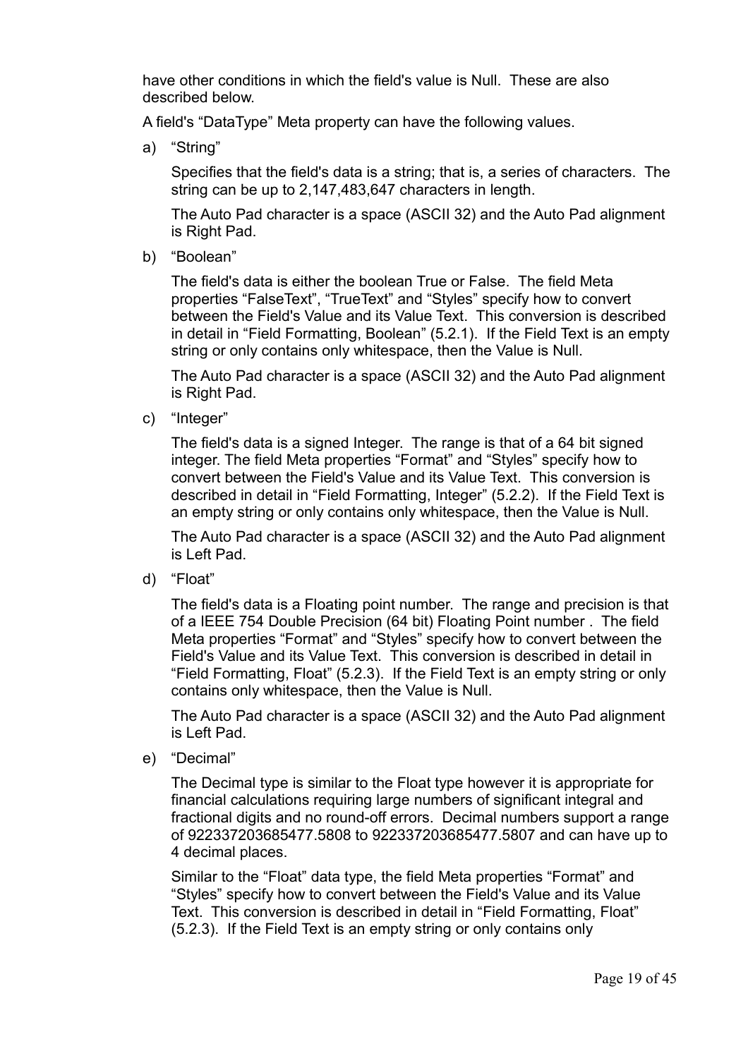have other conditions in which the field's value is Null. These are also described below.

A field's "DataType" Meta property can have the following values.

a) "String"

   Specifies that the field's data is a string; that is, a series of characters. The string can be up to 2,147,483,647 characters in length.

   The Auto Pad character is a space (ASCII 32) and the Auto Pad alignment is Right Pad.

b) "Boolean"

   The field's data is either the boolean True or False. The field Meta properties "FalseText", "TrueText" and "Styles" specify how to convert between the Field's Value and its Value Text. This conversion is described in detail in "Field Formatting, Boolean" (5.2.1). If the Field Text is an empty string or only contains only whitespace, then the Value is Null.

   The Auto Pad character is a space (ASCII 32) and the Auto Pad alignment is Right Pad.

c) "Integer"

   The field's data is a signed Integer. The range is that of a 64 bit signed integer. The field Meta properties "Format" and "Styles" specify how to convert between the Field's Value and its Value Text. This conversion is described in detail in "Field Formatting, Integer" (5.2.2). If the Field Text is an empty string or only contains only whitespace, then the Value is Null.

   The Auto Pad character is a space (ASCII 32) and the Auto Pad alignment is Left Pad.

d) "Float"

   The field's data is a Floating point number. The range and precision is that of a IEEE 754 Double Precision (64 bit) Floating Point number . The field Meta properties "Format" and "Styles" specify how to convert between the Field's Value and its Value Text. This conversion is described in detail in "Field Formatting, Float" (5.2.3). If the Field Text is an empty string or only contains only whitespace, then the Value is Null.

   The Auto Pad character is a space (ASCII 32) and the Auto Pad alignment is Left Pad.

e) "Decimal"

   The Decimal type is similar to the Float type however it is appropriate for financial calculations requiring large numbers of significant integral and fractional digits and no round-off errors. Decimal numbers support a range of 922337203685477.5808 to 922337203685477.5807 and can have up to 4 decimal places.

   Similar to the "Float" data type, the field Meta properties "Format" and "Styles" specify how to convert between the Field's Value and its Value Text. This conversion is described in detail in "Field Formatting, Float" (5.2.3). If the Field Text is an empty string or only contains only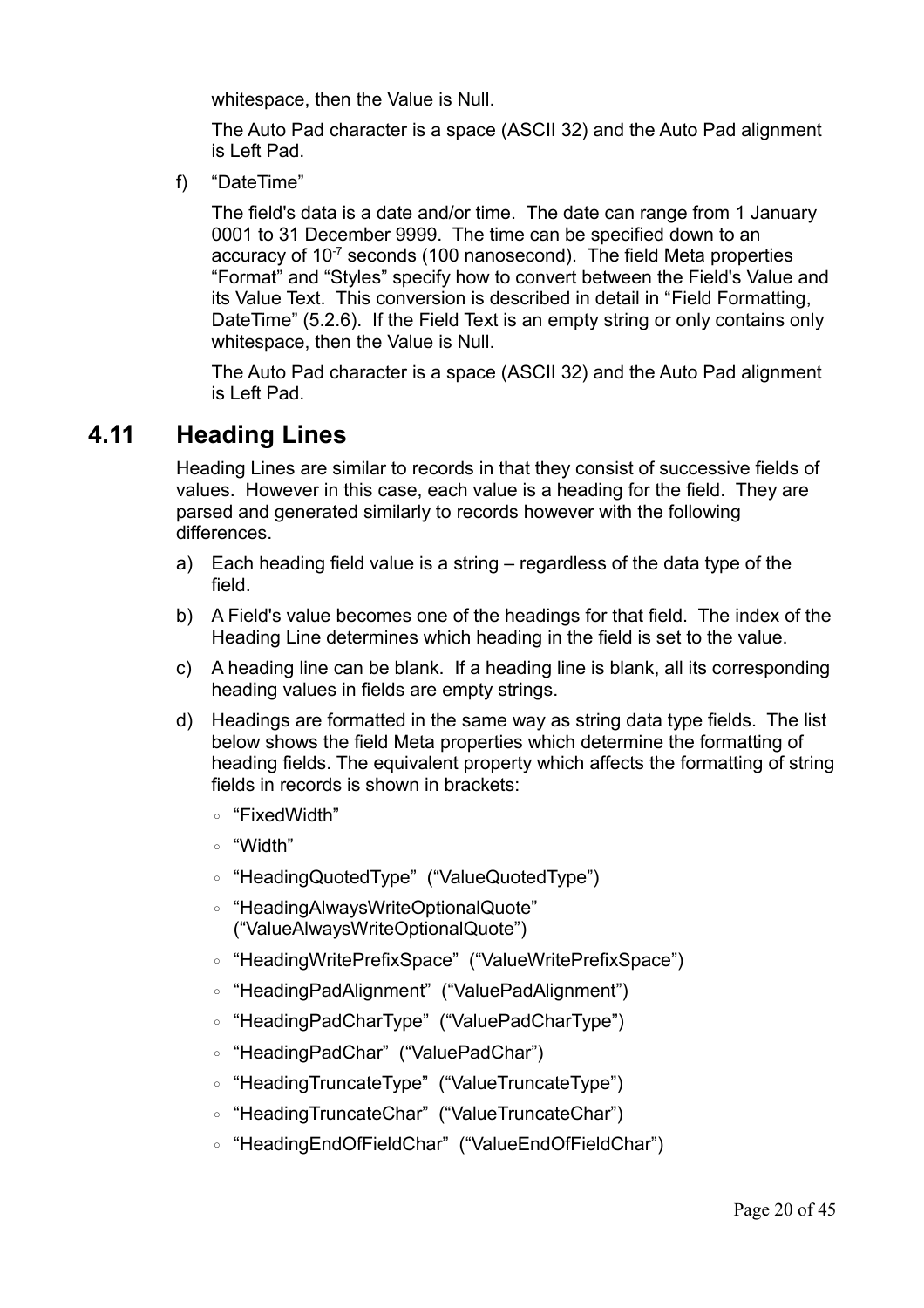whitespace, then the Value is Null.

The Auto Pad character is a space (ASCII 32) and the Auto Pad alignment is Left Pad.

f) “DateTime”

The field's data is a date and/or time. The date can range from 1 January 0001 to 31 December 9999. The time can be specified down to an accuracy of $10^{-7}$ seconds (100 nanosecond). The field Meta properties “Format” and “Styles” specify how to convert between the Field's Value and its Value Text. This conversion is described in detail in “Field Formatting, DateTime” (5.2.6). If the Field Text is an empty string or only contains only whitespace, then the Value is Null.

The Auto Pad character is a space (ASCII 32) and the Auto Pad alignment is Left Pad.

## 4.11 Heading Lines

Heading Lines are similar to records in that they consist of successive fields of values. However in this case, each value is a heading for the field. They are parsed and generated similarly to records however with the following differences.

a) Each heading field value is a string – regardless of the data type of the field.

b) A Field's value becomes one of the headings for that field. The index of the Heading Line determines which heading in the field is set to the value.

c) A heading line can be blank. If a heading line is blank, all its corresponding heading values in fields are empty strings.

d) Headings are formatted in the same way as string data type fields. The list below shows the field Meta properties which determine the formatting of heading fields. The equivalent property which affects the formatting of string fields in records is shown in brackets:

   - “FixedWidth”
   - “Width”
   - “HeadingQuotedType” (“ValueQuotedType”)
   - “HeadingAlwaysWriteOptionalQuote” (“ValueAlwaysWriteOptionalQuote”)
   - “HeadingWritePrefixSpace” (“ValueWritePrefixSpace”)
   - “HeadingPadAlignment” (“ValuePadAlignment”)
   - “HeadingPadCharType” (“ValuePadCharType”)
   - “HeadingPadChar” (“ValuePadChar”)
   - “HeadingTruncateType” (“ValueTruncateType”)
   - “HeadingTruncateChar” (“ValueTruncateChar”)
   - “HeadingEndOfFieldChar” (“ValueEndOfFieldChar”)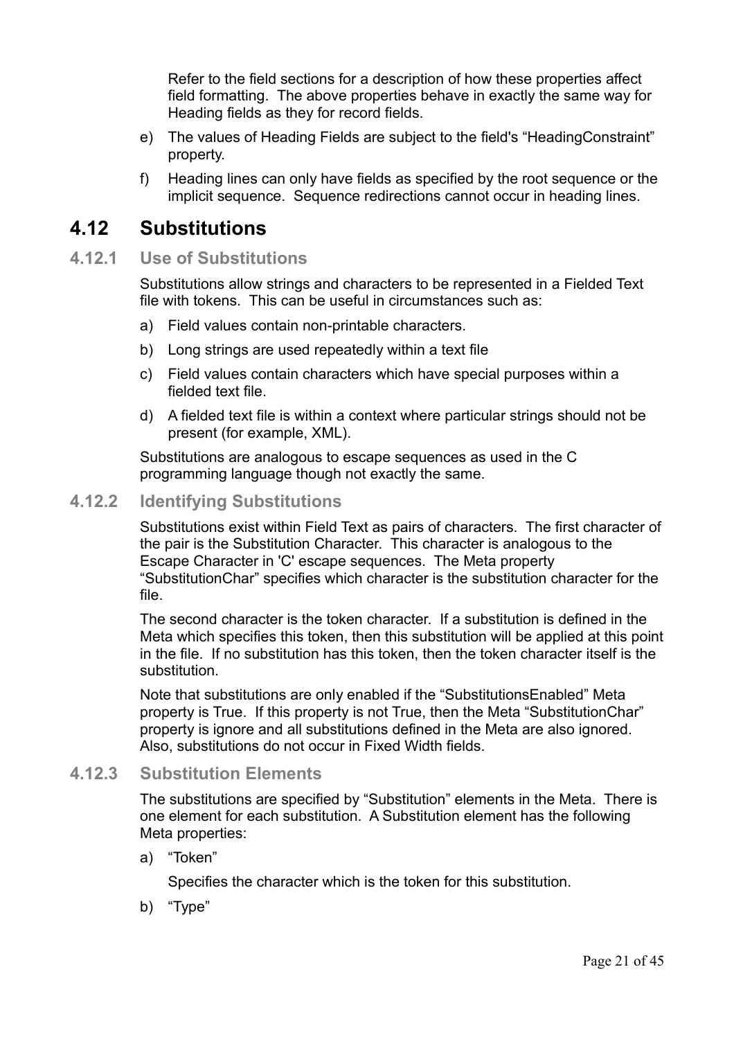Refer to the field sections for a description of how these properties affect field formatting. The above properties behave in exactly the same way for Heading fields as they for record fields.

e) The values of Heading Fields are subject to the field's “HeadingConstraint” property.

f) Heading lines can only have fields as specified by the root sequence or the implicit sequence. Sequence redirections cannot occur in heading lines.

## 4.12 Substitutions

### 4.12.1 Use of Substitutions

Substitutions allow strings and characters to be represented in a Fielded Text file with tokens. This can be useful in circumstances such as:

a) Field values contain non-printable characters.

b) Long strings are used repeatedly within a text file

c) Field values contain characters which have special purposes within a fielded text file.

d) A fielded text file is within a context where particular strings should not be present (for example, XML).

Substitutions are analogous to escape sequences as used in the C programming language though not exactly the same.

### 4.12.2 Identifying Substitutions

Substitutions exist within Field Text as pairs of characters. The first character of the pair is the Substitution Character. This character is analogous to the Escape Character in 'C' escape sequences. The Meta property “SubstitutionChar” specifies which character is the substitution character for the file.

The second character is the token character. If a substitution is defined in the Meta which specifies this token, then this substitution will be applied at this point in the file. If no substitution has this token, then the token character itself is the substitution.

Note that substitutions are only enabled if the “SubstitutionsEnabled” Meta property is True. If this property is not True, then the Meta “SubstitutionChar” property is ignore and all substitutions defined in the Meta are also ignored. Also, substitutions do not occur in Fixed Width fields.

### 4.12.3 Substitution Elements

The substitutions are specified by “Substitution” elements in the Meta. There is one element for each substitution. A Substitution element has the following Meta properties:

a) “Token”

   Specifies the character which is the token for this substitution.

b) “Type”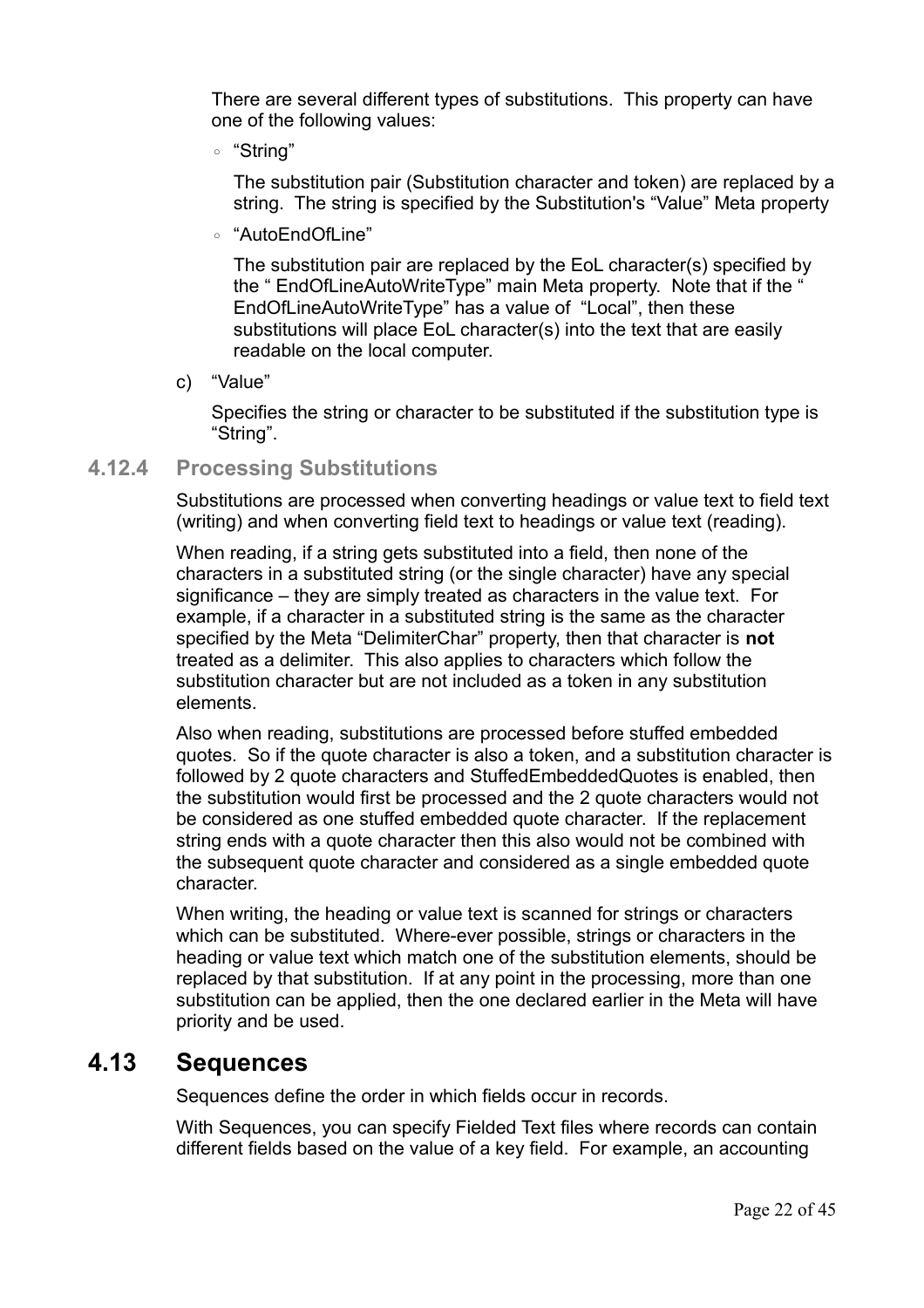There are several different types of substitutions. This property can have one of the following values:

- "String"

  The substitution pair (Substitution character and token) are replaced by a string. The string is specified by the Substitution's "Value" Meta property

- "AutoEndOfLine"

  The substitution pair are replaced by the EoL character(s) specified by the " EndOfLineAutoWriteType" main Meta property. Note that if the " EndOfLineAutoWriteType" has a value of "Local", then these substitutions will place EoL character(s) into the text that are easily readable on the local computer.

c) "Value"

Specifies the string or character to be substituted if the substitution type is "String".

### 4.12.4 Processing Substitutions

Substitutions are processed when converting headings or value text to field text (writing) and when converting field text to headings or value text (reading).

When reading, if a string gets substituted into a field, then none of the characters in a substituted string (or the single character) have any special significance – they are simply treated as characters in the value text. For example, if a character in a substituted string is the same as the character specified by the Meta "DelimiterChar" property, then that character is **not** treated as a delimiter. This also applies to characters which follow the substitution character but are not included as a token in any substitution elements.

Also when reading, substitutions are processed before stuffed embedded quotes. So if the quote character is also a token, and a substitution character is followed by 2 quote characters and StuffedEmbeddedQuotes is enabled, then the substitution would first be processed and the 2 quote characters would not be considered as one stuffed embedded quote character. If the replacement string ends with a quote character then this also would not be combined with the subsequent quote character and considered as a single embedded quote character.

When writing, the heading or value text is scanned for strings or characters which can be substituted. Where-ever possible, strings or characters in the heading or value text which match one of the substitution elements, should be replaced by that substitution. If at any point in the processing, more than one substitution can be applied, then the one declared earlier in the Meta will have priority and be used.

## 4.13 Sequences

Sequences define the order in which fields occur in records.

With Sequences, you can specify Fielded Text files where records can contain different fields based on the value of a key field. For example, an accounting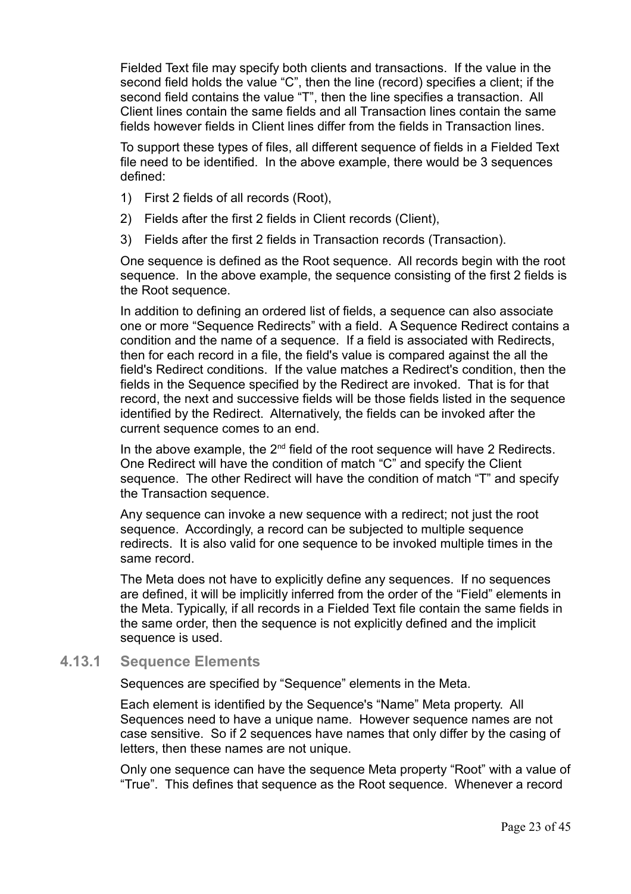Fielded Text file may specify both clients and transactions. If the value in the second field holds the value "C", then the line (record) specifies a client; if the second field contains the value "T", then the line specifies a transaction. All Client lines contain the same fields and all Transaction lines contain the same fields however fields in Client lines differ from the fields in Transaction lines.

To support these types of files, all different sequence of fields in a Fielded Text file need to be identified. In the above example, there would be 3 sequences defined:

1) First 2 fields of all records (Root),
2) Fields after the first 2 fields in Client records (Client),
3) Fields after the first 2 fields in Transaction records (Transaction).

One sequence is defined as the Root sequence. All records begin with the root sequence. In the above example, the sequence consisting of the first 2 fields is the Root sequence.

In addition to defining an ordered list of fields, a sequence can also associate one or more "Sequence Redirects" with a field. A Sequence Redirect contains a condition and the name of a sequence. If a field is associated with Redirects, then for each record in a file, the field's value is compared against the all the field's Redirect conditions. If the value matches a Redirect's condition, then the fields in the Sequence specified by the Redirect are invoked. That is for that record, the next and successive fields will be those fields listed in the sequence identified by the Redirect. Alternatively, the fields can be invoked after the current sequence comes to an end.

In the above example, the 2nd field of the root sequence will have 2 Redirects. One Redirect will have the condition of match "C" and specify the Client sequence. The other Redirect will have the condition of match "T" and specify the Transaction sequence.

Any sequence can invoke a new sequence with a redirect; not just the root sequence. Accordingly, a record can be subjected to multiple sequence redirects. It is also valid for one sequence to be invoked multiple times in the same record.

The Meta does not have to explicitly define any sequences. If no sequences are defined, it will be implicitly inferred from the order of the "Field" elements in the Meta. Typically, if all records in a Fielded Text file contain the same fields in the same order, then the sequence is not explicitly defined and the implicit sequence is used.

### 4.13.1 Sequence Elements

Sequences are specified by "Sequence" elements in the Meta.

Each element is identified by the Sequence's "Name" Meta property. All Sequences need to have a unique name. However sequence names are not case sensitive. So if 2 sequences have names that only differ by the casing of letters, then these names are not unique.

Only one sequence can have the sequence Meta property "Root" with a value of "True". This defines that sequence as the Root sequence. Whenever a record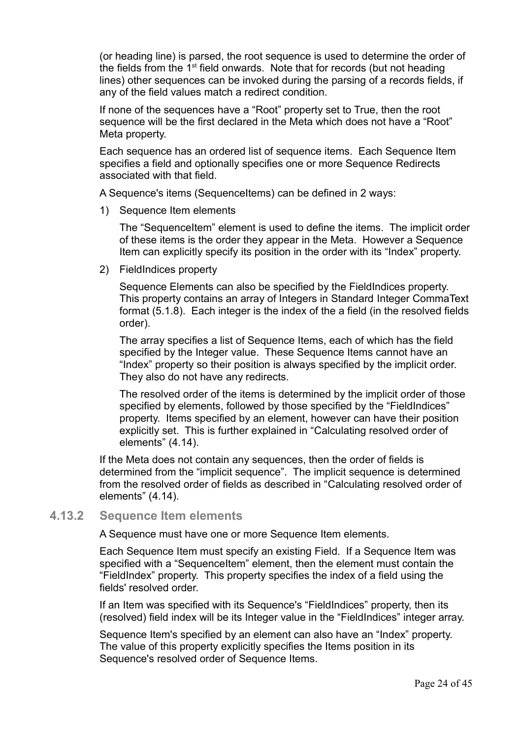(or heading line) is parsed, the root sequence is used to determine the order of the fields from the 1st field onwards. Note that for records (but not heading lines) other sequences can be invoked during the parsing of a records fields, if any of the field values match a redirect condition.

If none of the sequences have a “Root” property set to True, then the root sequence will be the first declared in the Meta which does not have a “Root” Meta property.

Each sequence has an ordered list of sequence items. Each Sequence Item specifies a field and optionally specifies one or more Sequence Redirects associated with that field.

A Sequence's items (SequenceItems) can be defined in 2 ways:

1) Sequence Item elements

   The “SequenceItem” element is used to define the items. The implicit order of these items is the order they appear in the Meta. However a Sequence Item can explicitly specify its position in the order with its “Index” property.

2) FieldIndices property

   Sequence Elements can also be specified by the FieldIndices property. This property contains an array of Integers in Standard Integer CommaText format (5.1.8). Each integer is the index of the a field (in the resolved fields order).

   The array specifies a list of Sequence Items, each of which has the field specified by the Integer value. These Sequence Items cannot have an “Index” property so their position is always specified by the implicit order. They also do not have any redirects.

   The resolved order of the items is determined by the implicit order of those specified by elements, followed by those specified by the “FieldIndices” property. Items specified by an element, however can have their position explicitly set. This is further explained in “Calculating resolved order of elements” (4.14).

If the Meta does not contain any sequences, then the order of fields is determined from the “implicit sequence”. The implicit sequence is determined from the resolved order of fields as described in “Calculating resolved order of elements” (4.14).

### 4.13.2 Sequence Item elements

A Sequence must have one or more Sequence Item elements.

Each Sequence Item must specify an existing Field. If a Sequence Item was specified with a “SequenceItem” element, then the element must contain the “FieldIndex” property. This property specifies the index of a field using the fields' resolved order.

If an Item was specified with its Sequence's “FieldIndices” property, then its (resolved) field index will be its Integer value in the “FieldIndices” integer array.

Sequence Item's specified by an element can also have an “Index” property. The value of this property explicitly specifies the Items position in its Sequence's resolved order of Sequence Items.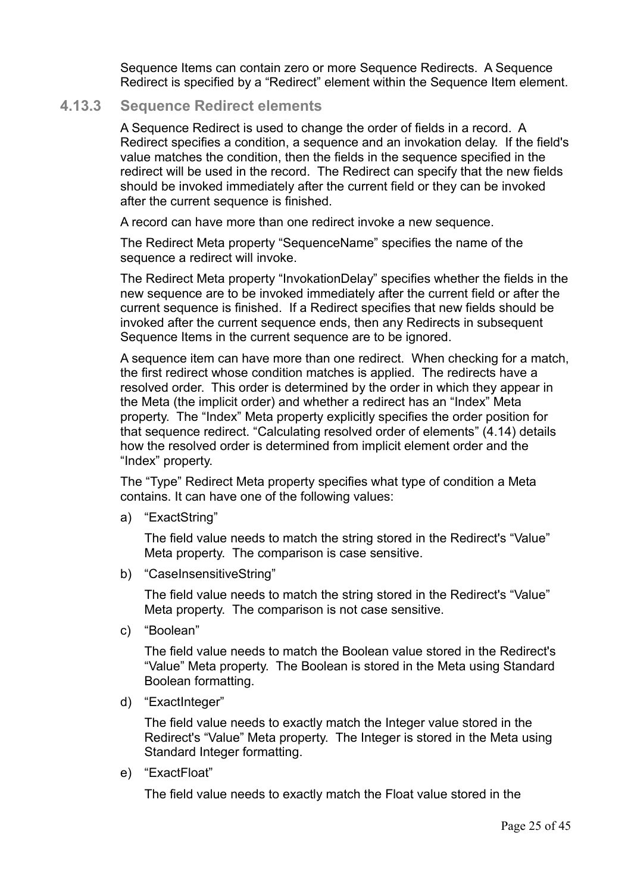Sequence Items can contain zero or more Sequence Redirects. A Sequence Redirect is specified by a "Redirect" element within the Sequence Item element.

### 4.13.3 Sequence Redirect elements

A Sequence Redirect is used to change the order of fields in a record. A Redirect specifies a condition, a sequence and an invokation delay. If the field's value matches the condition, then the fields in the sequence specified in the redirect will be used in the record. The Redirect can specify that the new fields should be invoked immediately after the current field or they can be invoked after the current sequence is finished.

A record can have more than one redirect invoke a new sequence.

The Redirect Meta property "SequenceName" specifies the name of the sequence a redirect will invoke.

The Redirect Meta property "InvokationDelay" specifies whether the fields in the new sequence are to be invoked immediately after the current field or after the current sequence is finished. If a Redirect specifies that new fields should be invoked after the current sequence ends, then any Redirects in subsequent Sequence Items in the current sequence are to be ignored.

A sequence item can have more than one redirect. When checking for a match, the first redirect whose condition matches is applied. The redirects have a resolved order. This order is determined by the order in which they appear in the Meta (the implicit order) and whether a redirect has an "Index" Meta property. The "Index" Meta property explicitly specifies the order position for that sequence redirect. "Calculating resolved order of elements" (4.14) details how the resolved order is determined from implicit element order and the "Index" property.

The "Type" Redirect Meta property specifies what type of condition a Meta contains. It can have one of the following values:

a) "ExactString"

   The field value needs to match the string stored in the Redirect's "Value" Meta property. The comparison is case sensitive.

b) "CaseInsensitiveString"

   The field value needs to match the string stored in the Redirect's "Value" Meta property. The comparison is not case sensitive.

c) "Boolean"

   The field value needs to match the Boolean value stored in the Redirect's "Value" Meta property. The Boolean is stored in the Meta using Standard Boolean formatting.

d) "ExactInteger"

   The field value needs to exactly match the Integer value stored in the Redirect's "Value" Meta property. The Integer is stored in the Meta using Standard Integer formatting.

e) "ExactFloat"

   The field value needs to exactly match the Float value stored in the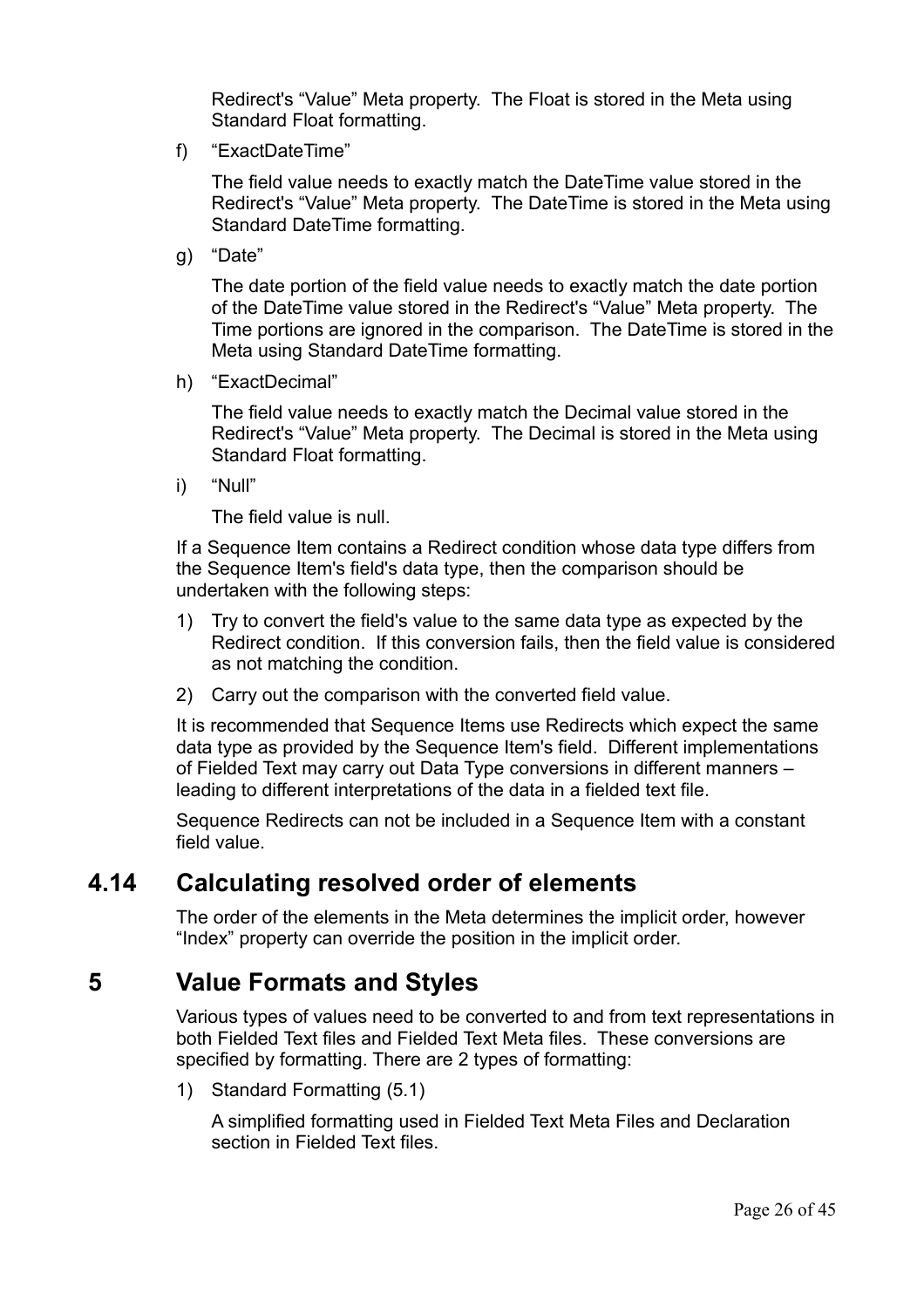Redirect's “Value” Meta property. The Float is stored in the Meta using Standard Float formatting.

f) “ExactDateTime”

   The field value needs to exactly match the DateTime value stored in the Redirect's “Value” Meta property. The DateTime is stored in the Meta using Standard DateTime formatting.

g) “Date”

   The date portion of the field value needs to exactly match the date portion of the DateTime value stored in the Redirect's “Value” Meta property. The Time portions are ignored in the comparison. The DateTime is stored in the Meta using Standard DateTime formatting.

h) “ExactDecimal”

   The field value needs to exactly match the Decimal value stored in the Redirect's “Value” Meta property. The Decimal is stored in the Meta using Standard Float formatting.

i) “Null”

   The field value is null.

If a Sequence Item contains a Redirect condition whose data type differs from the Sequence Item's field's data type, then the comparison should be undertaken with the following steps:

1) Try to convert the field's value to the same data type as expected by the Redirect condition. If this conversion fails, then the field value is considered as not matching the condition.
2) Carry out the comparison with the converted field value.

It is recommended that Sequence Items use Redirects which expect the same data type as provided by the Sequence Item's field. Different implementations of Fielded Text may carry out Data Type conversions in different manners – leading to different interpretations of the data in a fielded text file.

Sequence Redirects can not be included in a Sequence Item with a constant field value.

## 4.14 Calculating resolved order of elements

The order of the elements in the Meta determines the implicit order, however “Index” property can override the position in the implicit order.

# 5 Value Formats and Styles

Various types of values need to be converted to and from text representations in both Fielded Text files and Fielded Text Meta files. These conversions are specified by formatting. There are 2 types of formatting:

1) Standard Formatting (5.1)

   A simplified formatting used in Fielded Text Meta Files and Declaration section in Fielded Text files.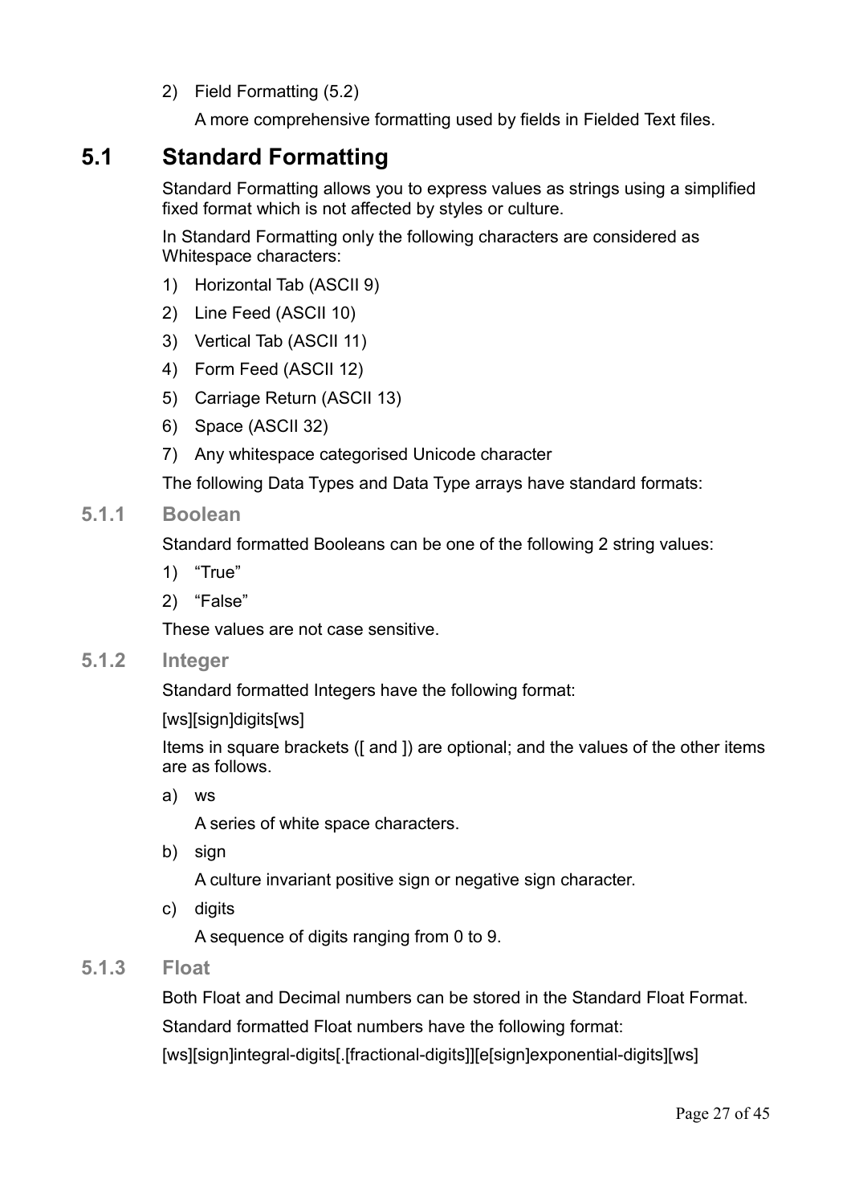2) Field Formatting (5.2)

   A more comprehensive formatting used by fields in Fielded Text files.

## 5.1 Standard Formatting

Standard Formatting allows you to express values as strings using a simplified fixed format which is not affected by styles or culture.

In Standard Formatting only the following characters are considered as Whitespace characters:

1) Horizontal Tab (ASCII 9)
2) Line Feed (ASCII 10)
3) Vertical Tab (ASCII 11)
4) Form Feed (ASCII 12)
5) Carriage Return (ASCII 13)
6) Space (ASCII 32)
7) Any whitespace categorised Unicode character

The following Data Types and Data Type arrays have standard formats:

### 5.1.1 Boolean

Standard formatted Booleans can be one of the following 2 string values:

1) “True”
2) “False”

These values are not case sensitive.

### 5.1.2 Integer

Standard formatted Integers have the following format:

[ws][sign]digits[ws]

Items in square brackets ([ and ]) are optional; and the values of the other items are as follows.

a) ws

   A series of white space characters.

b) sign

   A culture invariant positive sign or negative sign character.

c) digits

   A sequence of digits ranging from 0 to 9.

### 5.1.3 Float

Both Float and Decimal numbers can be stored in the Standard Float Format.

Standard formatted Float numbers have the following format:

[ws][sign]integral-digits[.[fractional-digits]][e[sign]exponential-digits][ws]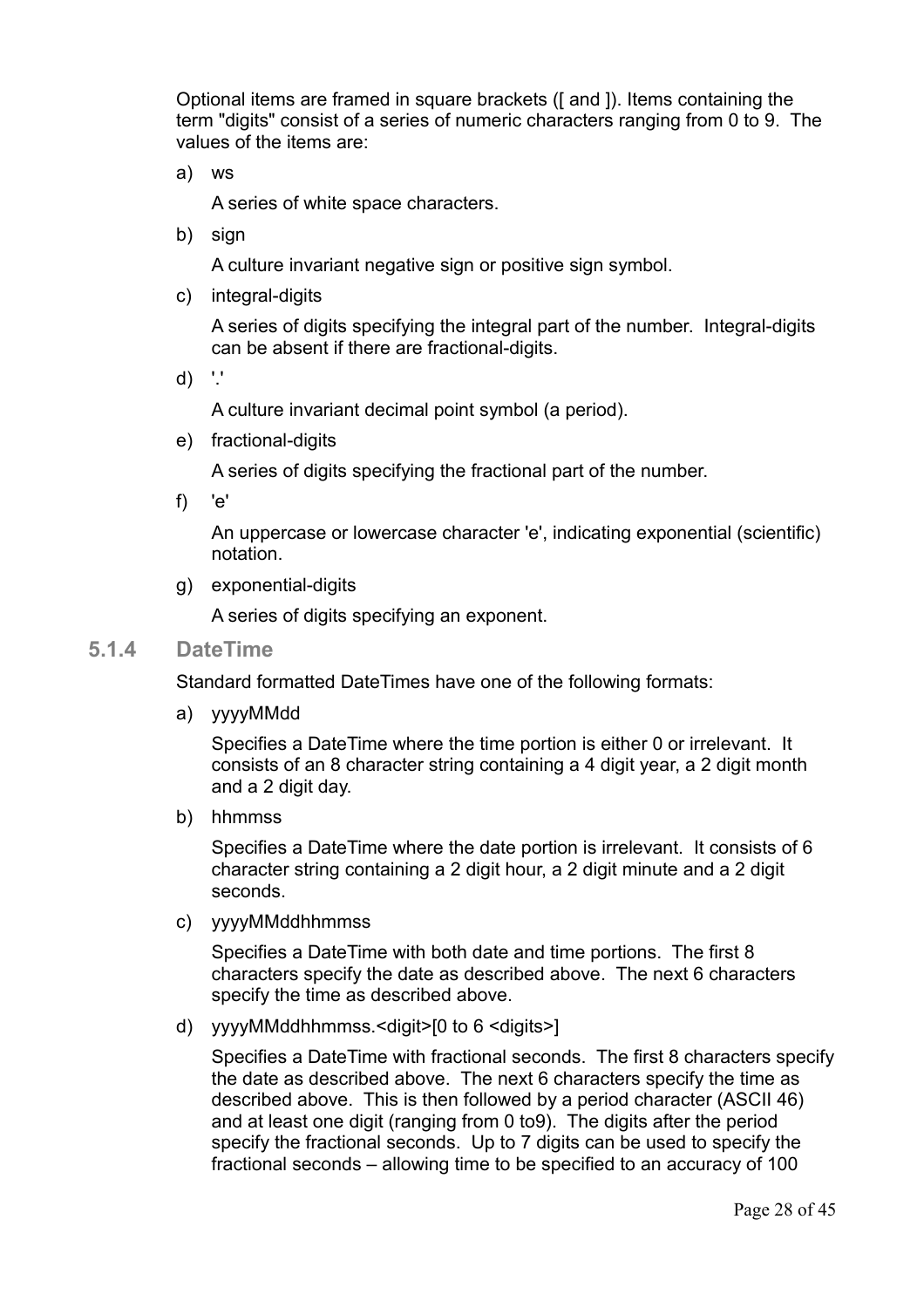Optional items are framed in square brackets ([ and ]). Items containing the term "digits" consist of a series of numeric characters ranging from 0 to 9. The values of the items are:

a) ws

   A series of white space characters.

b) sign

   A culture invariant negative sign or positive sign symbol.

c) integral-digits

   A series of digits specifying the integral part of the number. Integral-digits can be absent if there are fractional-digits.

d) '.'

   A culture invariant decimal point symbol (a period).

e) fractional-digits

   A series of digits specifying the fractional part of the number.

f) 'e'

   An uppercase or lowercase character 'e', indicating exponential (scientific) notation.

g) exponential-digits

   A series of digits specifying an exponent.

### 5.1.4 DateTime

Standard formatted DateTimes have one of the following formats:

a) yyyyMMdd

   Specifies a DateTime where the time portion is either 0 or irrelevant. It consists of an 8 character string containing a 4 digit year, a 2 digit month and a 2 digit day.

b) hhmmss

   Specifies a DateTime where the date portion is irrelevant. It consists of 6 character string containing a 2 digit hour, a 2 digit minute and a 2 digit seconds.

c) yyyyMMddhhmmss

   Specifies a DateTime with both date and time portions. The first 8 characters specify the date as described above. The next 6 characters specify the time as described above.

d) yyyyMMddhhmmss.<digit>[0 to 6 <digits>]

   Specifies a DateTime with fractional seconds. The first 8 characters specify the date as described above. The next 6 characters specify the time as described above. This is then followed by a period character (ASCII 46) and at least one digit (ranging from 0 to9). The digits after the period specify the fractional seconds. Up to 7 digits can be used to specify the fractional seconds – allowing time to be specified to an accuracy of 100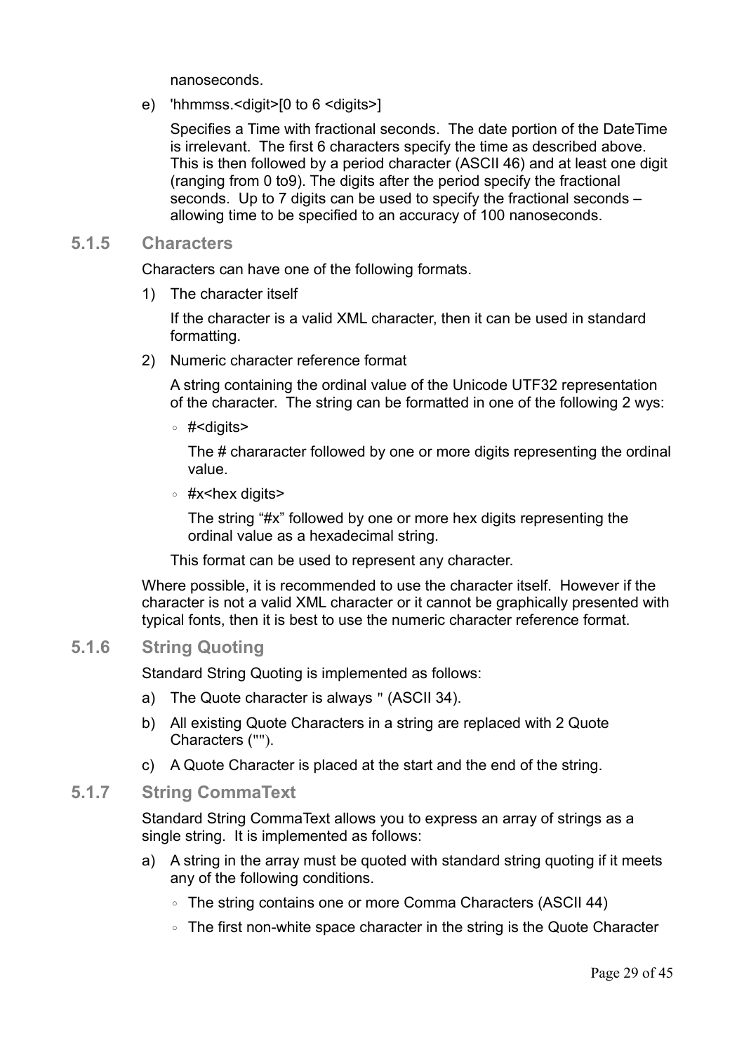nanoseconds.

e) 'hhmmss.<digit>[0 to 6 <digits>]

   Specifies a Time with fractional seconds. The date portion of the DateTime is irrelevant. The first 6 characters specify the time as described above. This is then followed by a period character (ASCII 46) and at least one digit (ranging from 0 to9). The digits after the period specify the fractional seconds. Up to 7 digits can be used to specify the fractional seconds – allowing time to be specified to an accuracy of 100 nanoseconds.

### 5.1.5 Characters

Characters can have one of the following formats.

1) The character itself

   If the character is a valid XML character, then it can be used in standard formatting.

2) Numeric character reference format

   A string containing the ordinal value of the Unicode UTF32 representation of the character. The string can be formatted in one of the following 2 wys:

   - #<digits>

     The # chararacter followed by one or more digits representing the ordinal value.

   - #x<hex digits>

     The string "#x" followed by one or more hex digits representing the ordinal value as a hexadecimal string.

   This format can be used to represent any character.

Where possible, it is recommended to use the character itself. However if the character is not a valid XML character or it cannot be graphically presented with typical fonts, then it is best to use the numeric character reference format.

### 5.1.6 String Quoting

Standard String Quoting is implemented as follows:

a) The Quote character is always " (ASCII 34).

b) All existing Quote Characters in a string are replaced with 2 Quote Characters ("").

c) A Quote Character is placed at the start and the end of the string.

### 5.1.7 String CommaText

Standard String CommaText allows you to express an array of strings as a single string. It is implemented as follows:

a) A string in the array must be quoted with standard string quoting if it meets any of the following conditions.

   - The string contains one or more Comma Characters (ASCII 44)
   - The first non-white space character in the string is the Quote Character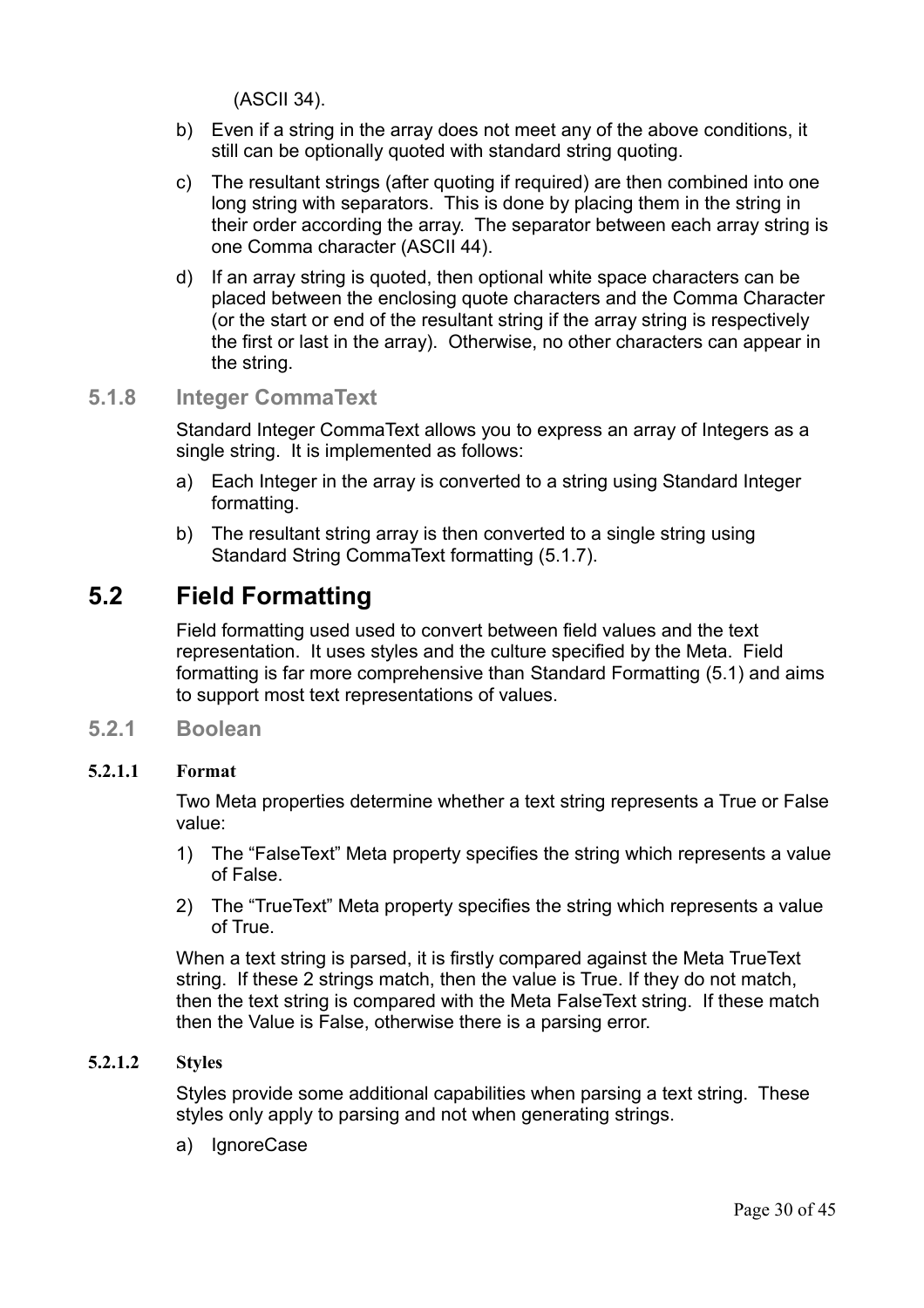(ASCII 34).

b) Even if a string in the array does not meet any of the above conditions, it still can be optionally quoted with standard string quoting.

c) The resultant strings (after quoting if required) are then combined into one long string with separators. This is done by placing them in the string in their order according the array. The separator between each array string is one Comma character (ASCII 44).

d) If an array string is quoted, then optional white space characters can be placed between the enclosing quote characters and the Comma Character (or the start or end of the resultant string if the array string is respectively the first or last in the array). Otherwise, no other characters can appear in the string.

### 5.1.8 Integer CommaText

Standard Integer CommaText allows you to express an array of Integers as a single string. It is implemented as follows:

a) Each Integer in the array is converted to a string using Standard Integer formatting.

b) The resultant string array is then converted to a single string using Standard String CommaText formatting (5.1.7).

## 5.2 Field Formatting

Field formatting used used to convert between field values and the text representation. It uses styles and the culture specified by the Meta. Field formatting is far more comprehensive than Standard Formatting (5.1) and aims to support most text representations of values.

### 5.2.1 Boolean

#### 5.2.1.1 Format

Two Meta properties determine whether a text string represents a True or False value:

1) The “FalseText” Meta property specifies the string which represents a value of False.

2) The “TrueText” Meta property specifies the string which represents a value of True.

When a text string is parsed, it is firstly compared against the Meta TrueText string. If these 2 strings match, then the value is True. If they do not match, then the text string is compared with the Meta FalseText string. If these match then the Value is False, otherwise there is a parsing error.

#### 5.2.1.2 Styles

Styles provide some additional capabilities when parsing a text string. These styles only apply to parsing and not when generating strings.

a) IgnoreCase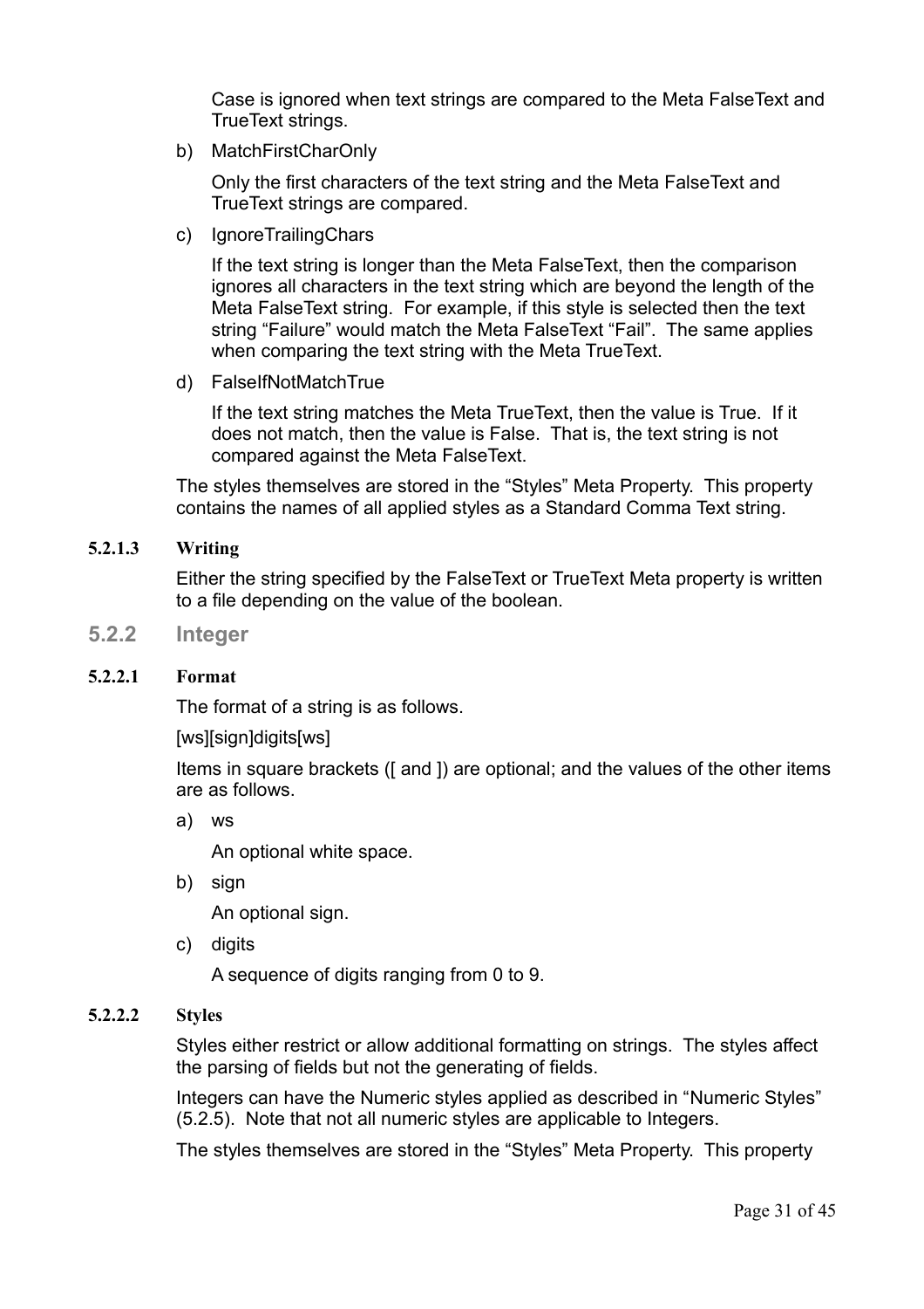Case is ignored when text strings are compared to the Meta FalseText and TrueText strings.

b) MatchFirstCharOnly

   Only the first characters of the text string and the Meta FalseText and TrueText strings are compared.

c) IgnoreTrailingChars

   If the text string is longer than the Meta FalseText, then the comparison ignores all characters in the text string which are beyond the length of the Meta FalseText string. For example, if this style is selected then the text string "Failure" would match the Meta FalseText "Fail". The same applies when comparing the text string with the Meta TrueText.

d) FalseIfNotMatchTrue

   If the text string matches the Meta TrueText, then the value is True. If it does not match, then the value is False. That is, the text string is not compared against the Meta FalseText.

The styles themselves are stored in the "Styles" Meta Property. This property contains the names of all applied styles as a Standard Comma Text string.

#### 5.2.1.3 Writing

Either the string specified by the FalseText or TrueText Meta property is written to a file depending on the value of the boolean.

### 5.2.2 Integer

#### 5.2.2.1 Format

The format of a string is as follows.

[ws][sign]digits[ws]

Items in square brackets ([ and ]) are optional; and the values of the other items are as follows.

a) ws

   An optional white space.

b) sign

   An optional sign.

c) digits

   A sequence of digits ranging from 0 to 9.

#### 5.2.2.2 Styles

Styles either restrict or allow additional formatting on strings. The styles affect the parsing of fields but not the generating of fields.

Integers can have the Numeric styles applied as described in "Numeric Styles" (5.2.5). Note that not all numeric styles are applicable to Integers.

The styles themselves are stored in the "Styles" Meta Property. This property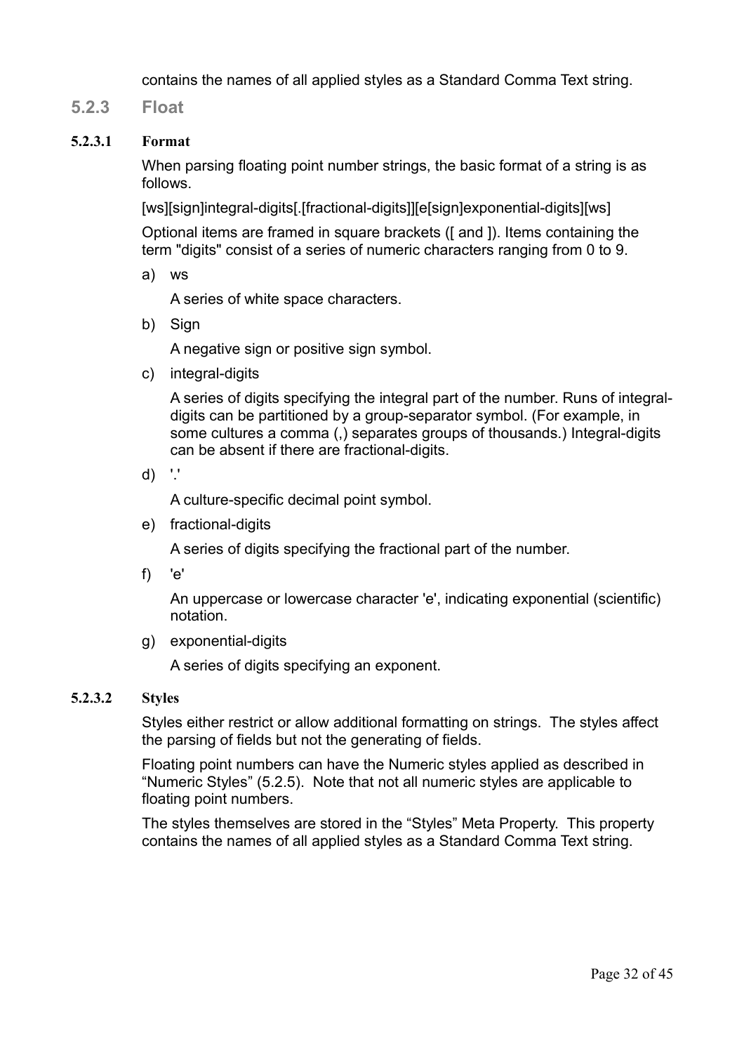contains the names of all applied styles as a Standard Comma Text string.

### 5.2.3 Float

#### 5.2.3.1 Format

When parsing floating point number strings, the basic format of a string is as follows.

[ws][sign]integral-digits[.[fractional-digits]][e[sign]exponential-digits][ws]

Optional items are framed in square brackets ([ and ]). Items containing the term "digits" consist of a series of numeric characters ranging from 0 to 9.

a) ws

   A series of white space characters.

b) Sign

   A negative sign or positive sign symbol.

c) integral-digits

   A series of digits specifying the integral part of the number. Runs of integral-digits can be partitioned by a group-separator symbol. (For example, in some cultures a comma (,) separates groups of thousands.) Integral-digits can be absent if there are fractional-digits.

d) '.'

   A culture-specific decimal point symbol.

e) fractional-digits

   A series of digits specifying the fractional part of the number.

f) 'e'

   An uppercase or lowercase character 'e', indicating exponential (scientific) notation.

g) exponential-digits

   A series of digits specifying an exponent.

#### 5.2.3.2 Styles

Styles either restrict or allow additional formatting on strings. The styles affect the parsing of fields but not the generating of fields.

Floating point numbers can have the Numeric styles applied as described in “Numeric Styles” (5.2.5). Note that not all numeric styles are applicable to floating point numbers.

The styles themselves are stored in the “Styles” Meta Property. This property contains the names of all applied styles as a Standard Comma Text string.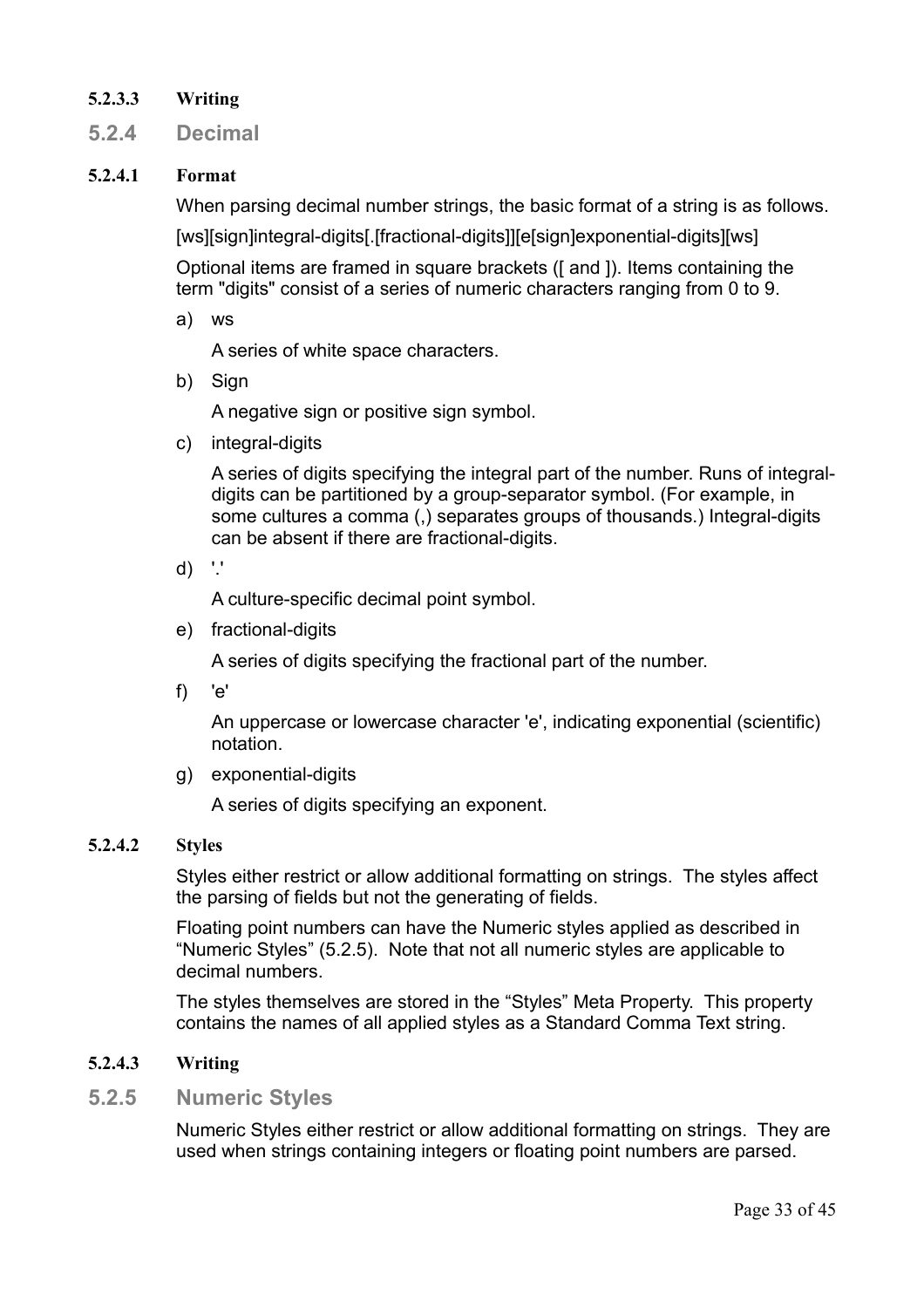#### 5.2.3.3 Writing

### 5.2.4 Decimal

#### 5.2.4.1 Format

When parsing decimal number strings, the basic format of a string is as follows.

[ws][sign]integral-digits[.[fractional-digits]][e[sign]exponential-digits][ws]

Optional items are framed in square brackets ([ and ]). Items containing the term "digits" consist of a series of numeric characters ranging from 0 to 9.

a) ws

   A series of white space characters.

b) Sign

   A negative sign or positive sign symbol.

c) integral-digits

   A series of digits specifying the integral part of the number. Runs of integral-digits can be partitioned by a group-separator symbol. (For example, in some cultures a comma (,) separates groups of thousands.) Integral-digits can be absent if there are fractional-digits.

d) '.'

   A culture-specific decimal point symbol.

e) fractional-digits

   A series of digits specifying the fractional part of the number.

f) 'e'

   An uppercase or lowercase character 'e', indicating exponential (scientific) notation.

g) exponential-digits

   A series of digits specifying an exponent.

#### 5.2.4.2 Styles

Styles either restrict or allow additional formatting on strings. The styles affect the parsing of fields but not the generating of fields.

Floating point numbers can have the Numeric styles applied as described in "Numeric Styles" (5.2.5). Note that not all numeric styles are applicable to decimal numbers.

The styles themselves are stored in the "Styles" Meta Property. This property contains the names of all applied styles as a Standard Comma Text string.

#### 5.2.4.3 Writing

### 5.2.5 Numeric Styles

Numeric Styles either restrict or allow additional formatting on strings. They are used when strings containing integers or floating point numbers are parsed.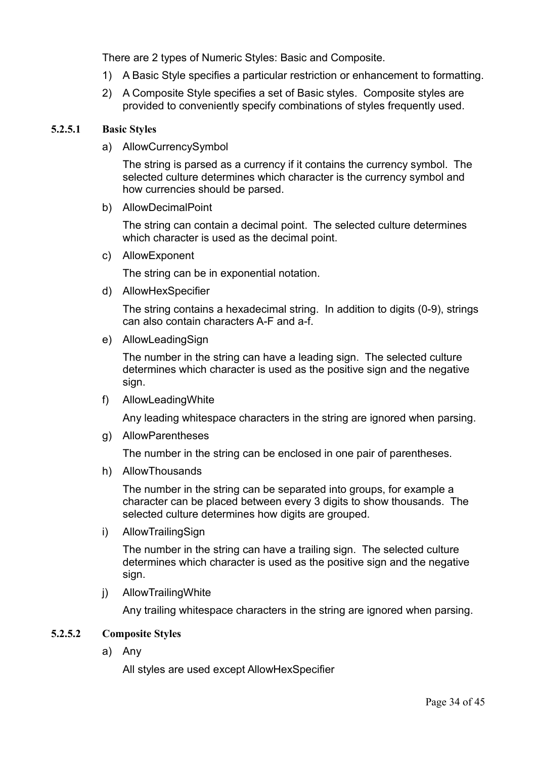There are 2 types of Numeric Styles: Basic and Composite.

1) A Basic Style specifies a particular restriction or enhancement to formatting.
2) A Composite Style specifies a set of Basic styles. Composite styles are provided to conveniently specify combinations of styles frequently used.

#### 5.2.5.1 Basic Styles

a) AllowCurrencySymbol

   The string is parsed as a currency if it contains the currency symbol. The selected culture determines which character is the currency symbol and how currencies should be parsed.

b) AllowDecimalPoint

   The string can contain a decimal point. The selected culture determines which character is used as the decimal point.

c) AllowExponent

   The string can be in exponential notation.

d) AllowHexSpecifier

   The string contains a hexadecimal string. In addition to digits (0-9), strings can also contain characters A-F and a-f.

e) AllowLeadingSign

   The number in the string can have a leading sign. The selected culture determines which character is used as the positive sign and the negative sign.

f) AllowLeadingWhite

   Any leading whitespace characters in the string are ignored when parsing.

g) AllowParentheses

   The number in the string can be enclosed in one pair of parentheses.

h) AllowThousands

   The number in the string can be separated into groups, for example a character can be placed between every 3 digits to show thousands. The selected culture determines how digits are grouped.

i) AllowTrailingSign

   The number in the string can have a trailing sign. The selected culture determines which character is used as the positive sign and the negative sign.

j) AllowTrailingWhite

   Any trailing whitespace characters in the string are ignored when parsing.

#### 5.2.5.2 Composite Styles

a) Any

   All styles are used except AllowHexSpecifier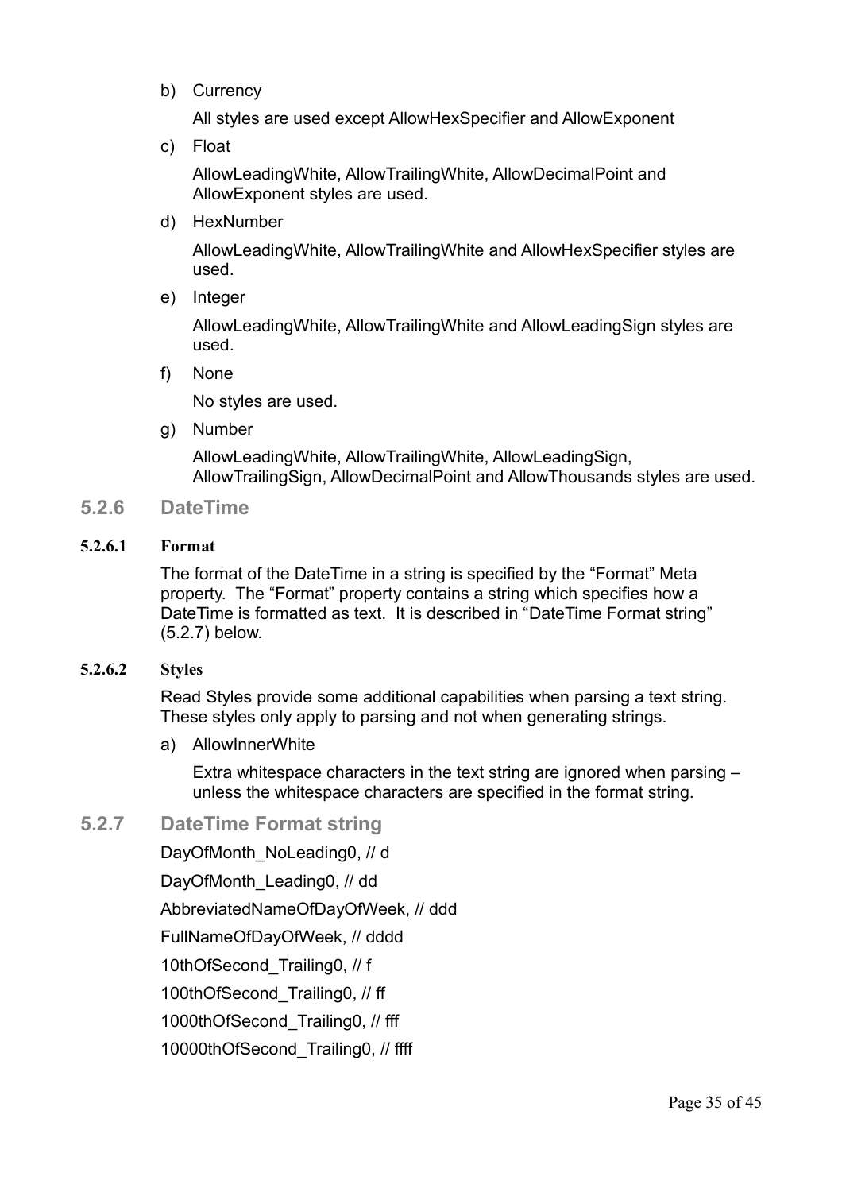b) Currency

   All styles are used except AllowHexSpecifier and AllowExponent

c) Float

   AllowLeadingWhite, AllowTrailingWhite, AllowDecimalPoint and AllowExponent styles are used.

d) HexNumber

   AllowLeadingWhite, AllowTrailingWhite and AllowHexSpecifier styles are used.

e) Integer

   AllowLeadingWhite, AllowTrailingWhite and AllowLeadingSign styles are used.

f) None

   No styles are used.

g) Number

   AllowLeadingWhite, AllowTrailingWhite, AllowLeadingSign, AllowTrailingSign, AllowDecimalPoint and AllowThousands styles are used.

### 5.2.6 DateTime

#### 5.2.6.1 Format

The format of the DateTime in a string is specified by the "Format" Meta property. The "Format" property contains a string which specifies how a DateTime is formatted as text. It is described in "DateTime Format string" (5.2.7) below.

#### 5.2.6.2 Styles

Read Styles provide some additional capabilities when parsing a text string. These styles only apply to parsing and not when generating strings.

a) AllowInnerWhite

   Extra whitespace characters in the text string are ignored when parsing – unless the whitespace characters are specified in the format string.

### 5.2.7 DateTime Format string

DayOfMonth_NoLeading0, // d

DayOfMonth_Leading0, // dd

AbbreviatedNameOfDayOfWeek, // ddd

FullNameOfDayOfWeek, // dddd

10thOfSecond_Trailing0, // f

100thOfSecond_Trailing0, // ff

1000thOfSecond_Trailing0, // fff

10000thOfSecond_Trailing0, // ffff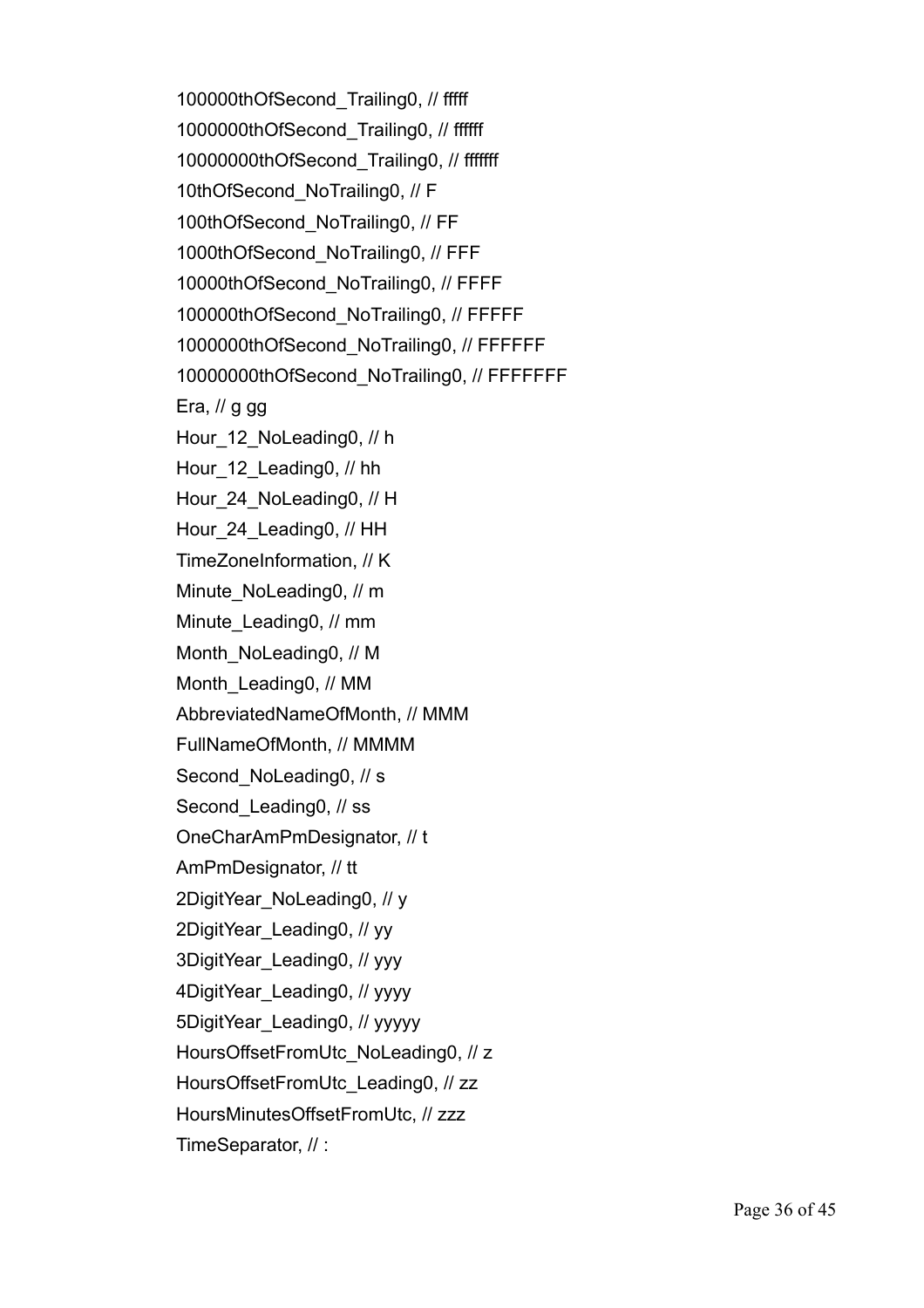100000thOfSecond_Trailing0, // fffff

1000000thOfSecond_Trailing0, // ffffff

10000000thOfSecond_Trailing0, // fffffff

10thOfSecond_NoTrailing0, // F

100thOfSecond_NoTrailing0, // FF

1000thOfSecond_NoTrailing0, // FFF

10000thOfSecond_NoTrailing0, // FFFF

100000thOfSecond_NoTrailing0, // FFFFF

1000000thOfSecond_NoTrailing0, // FFFFFF

10000000thOfSecond_NoTrailing0, // FFFFFFF

Era, // g gg

Hour_12_NoLeading0, // h

Hour_12_Leading0, // hh

Hour_24_NoLeading0, // H

Hour_24_Leading0, // HH

TimeZoneInformation, // K

Minute_NoLeading0, // m

Minute_Leading0, // mm

Month_NoLeading0, // M

Month_Leading0, // MM

AbbreviatedNameOfMonth, // MMM

FullNameOfMonth, // MMMM

Second_NoLeading0, // s

Second_Leading0, // ss

OneCharAmPmDesignator, // t

AmPmDesignator, // tt

2DigitYear_NoLeading0, // y

2DigitYear_Leading0, // yy

3DigitYear_Leading0, // yyy

4DigitYear_Leading0, // yyyy

5DigitYear_Leading0, // yyyyy

HoursOffsetFromUtc_NoLeading0, // z

HoursOffsetFromUtc_Leading0, // zz

HoursMinutesOffsetFromUtc, // zzz

TimeSeparator, // :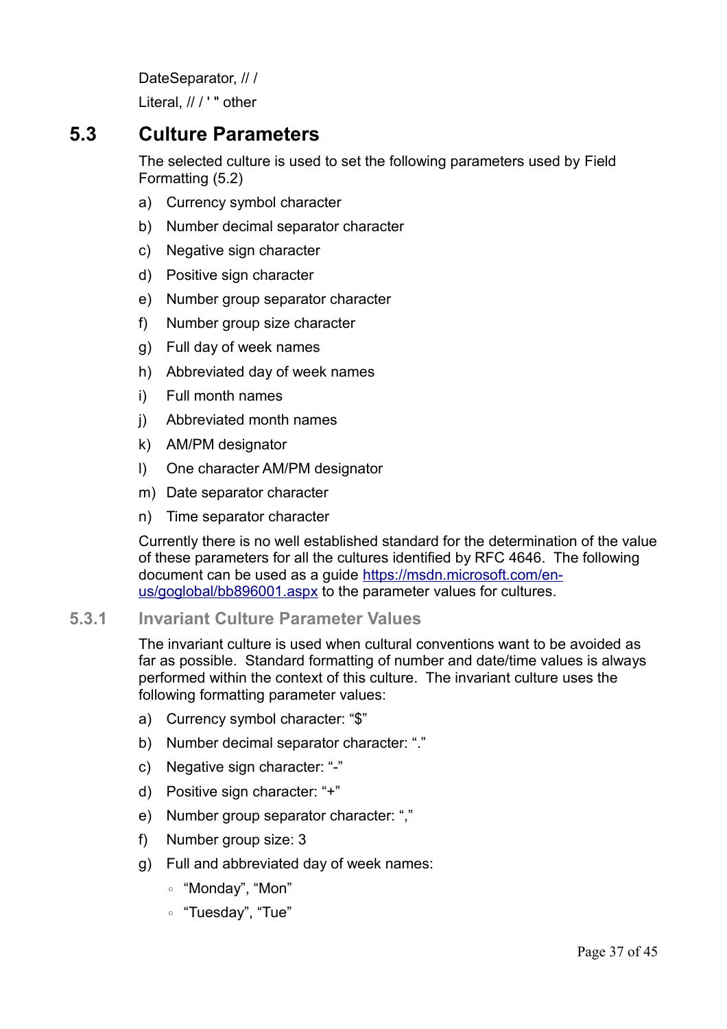DateSeparator, // /

Literal, // / ' " other

## 5.3 Culture Parameters

The selected culture is used to set the following parameters used by Field Formatting (5.2)

a) Currency symbol character
b) Number decimal separator character
c) Negative sign character
d) Positive sign character
e) Number group separator character
f) Number group size character
g) Full day of week names
h) Abbreviated day of week names
i) Full month names
j) Abbreviated month names
k) AM/PM designator
l) One character AM/PM designator
m) Date separator character
n) Time separator character

Currently there is no well established standard for the determination of the value of these parameters for all the cultures identified by RFC 4646. The following document can be used as a guide [https://msdn.microsoft.com/en-us/goglobal/bb896001.aspx](https://msdn.microsoft.com/en-us/goglobal/bb896001.aspx) to the parameter values for cultures.

### 5.3.1 Invariant Culture Parameter Values

The invariant culture is used when cultural conventions want to be avoided as far as possible. Standard formatting of number and date/time values is always performed within the context of this culture. The invariant culture uses the following formatting parameter values:

a) Currency symbol character: “$”
b) Number decimal separator character: “.”
c) Negative sign character: “-”
d) Positive sign character: “+”
e) Number group separator character: “,”
f) Number group size: 3
g) Full and abbreviated day of week names:
   - “Monday”, “Mon”
   - “Tuesday”, “Tue”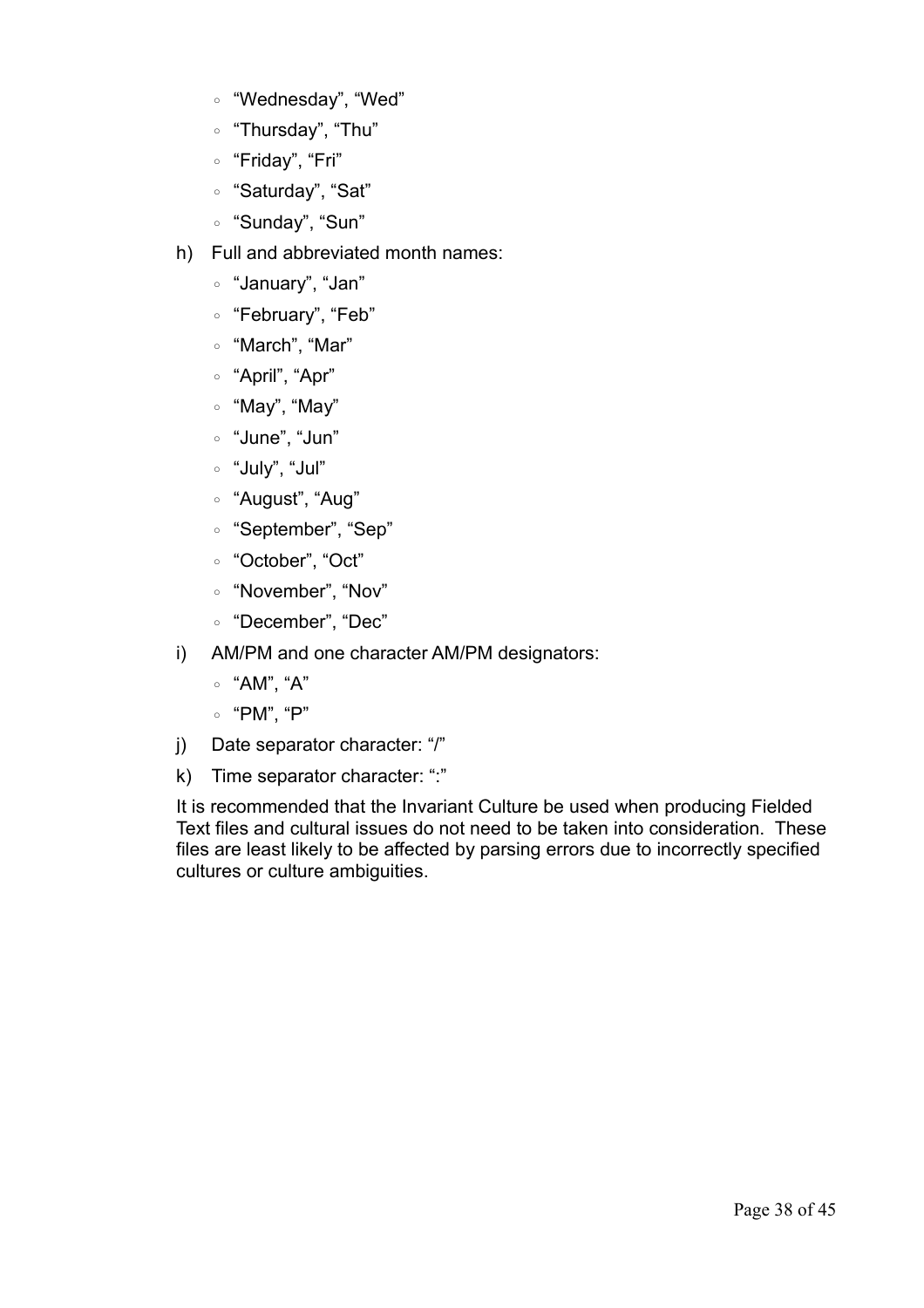- “Wednesday”, “Wed”
- “Thursday”, “Thu”
- “Friday”, “Fri”
- “Saturday”, “Sat”
- “Sunday”, “Sun”

h) Full and abbreviated month names:

- “January”, “Jan”
- “February”, “Feb”
- “March”, “Mar”
- “April”, “Apr”
- “May”, “May”
- “June”, “Jun”
- “July”, “Jul”
- “August”, “Aug”
- “September”, “Sep”
- “October”, “Oct”
- “November”, “Nov”
- “December”, “Dec”

i) AM/PM and one character AM/PM designators:

- “AM”, “A”
- “PM”, “P”

j) Date separator character: “/”

k) Time separator character: “:”

It is recommended that the Invariant Culture be used when producing Fielded Text files and cultural issues do not need to be taken into consideration. These files are least likely to be affected by parsing errors due to incorrectly specified cultures or culture ambiguities.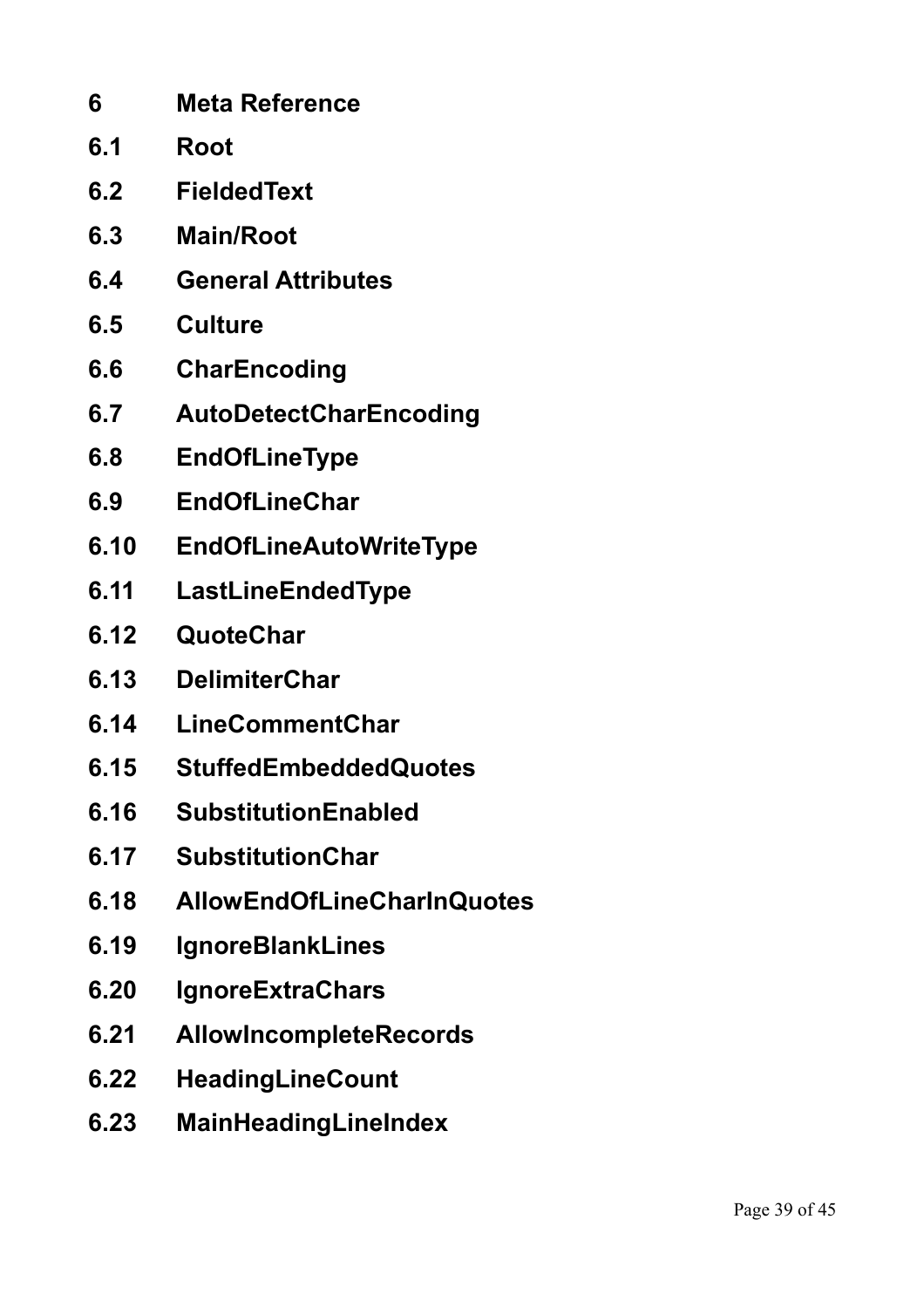# 6 Meta Reference

## 6.1 Root

## 6.2 FieldedText

## 6.3 Main/Root

## 6.4 General Attributes

## 6.5 Culture

## 6.6 CharEncoding

## 6.7 AutoDetectCharEncoding

## 6.8 EndOfLineType

## 6.9 EndOfLineChar

## 6.10 EndOfLineAutoWriteType

## 6.11 LastLineEndedType

## 6.12 QuoteChar

## 6.13 DelimiterChar

## 6.14 LineCommentChar

## 6.15 StuffedEmbeddedQuotes

## 6.16 SubstitutionEnabled

## 6.17 SubstitutionChar

## 6.18 AllowEndOfLineCharInQuotes

## 6.19 IgnoreBlankLines

## 6.20 IgnoreExtraChars

## 6.21 AllowIncompleteRecords

## 6.22 HeadingLineCount

## 6.23 MainHeadingLineIndex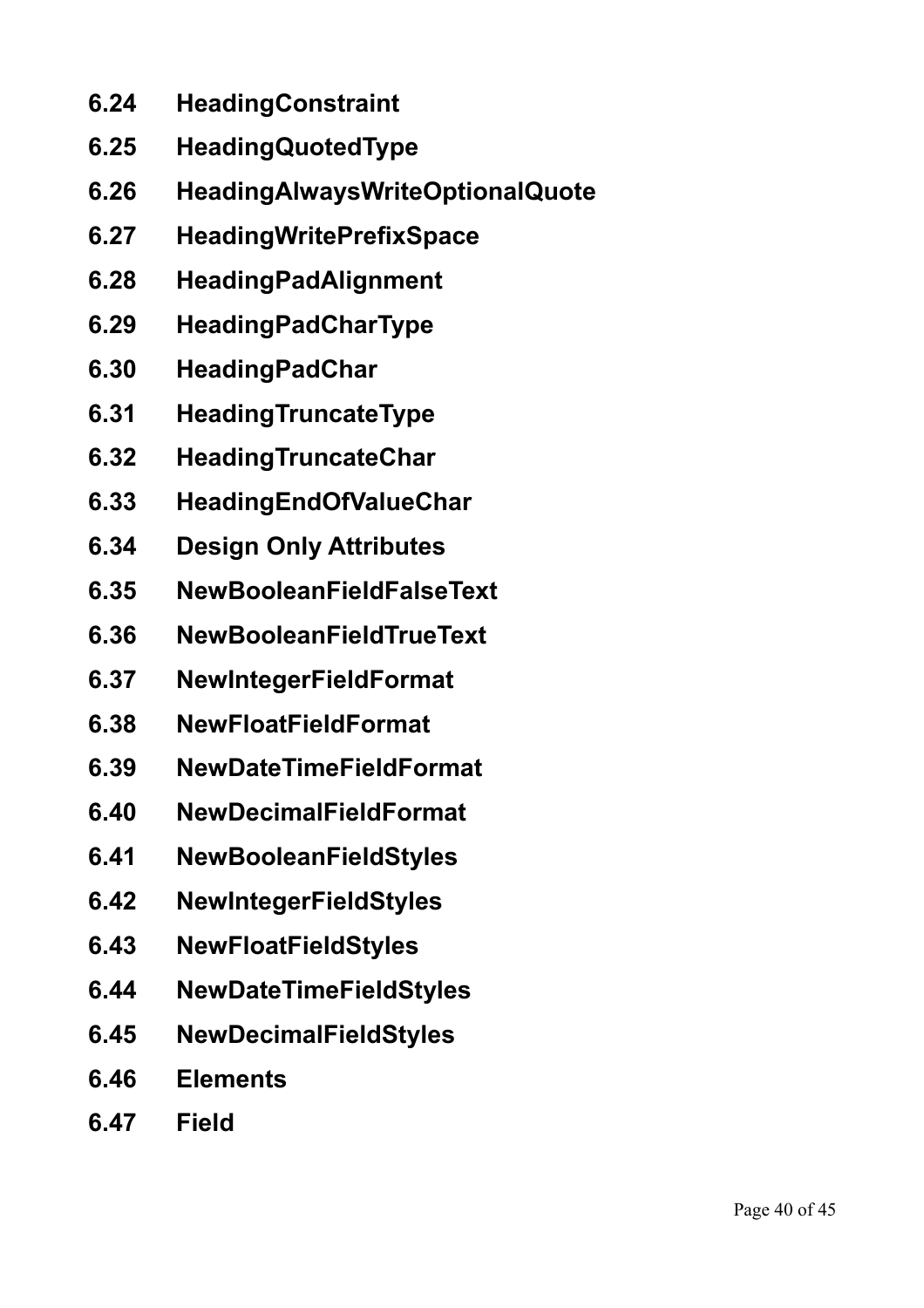## 6.24 HeadingConstraint

## 6.25 HeadingQuotedType

## 6.26 HeadingAlwaysWriteOptionalQuote

## 6.27 HeadingWritePrefixSpace

## 6.28 HeadingPadAlignment

## 6.29 HeadingPadCharType

## 6.30 HeadingPadChar

## 6.31 HeadingTruncateType

## 6.32 HeadingTruncateChar

## 6.33 HeadingEndOfValueChar

## 6.34 Design Only Attributes

## 6.35 NewBooleanFieldFalseText

## 6.36 NewBooleanFieldTrueText

## 6.37 NewIntegerFieldFormat

## 6.38 NewFloatFieldFormat

## 6.39 NewDateTimeFieldFormat

## 6.40 NewDecimalFieldFormat

## 6.41 NewBooleanFieldStyles

## 6.42 NewIntegerFieldStyles

## 6.43 NewFloatFieldStyles

## 6.44 NewDateTimeFieldStyles

## 6.45 NewDecimalFieldStyles

## 6.46 Elements

## 6.47 Field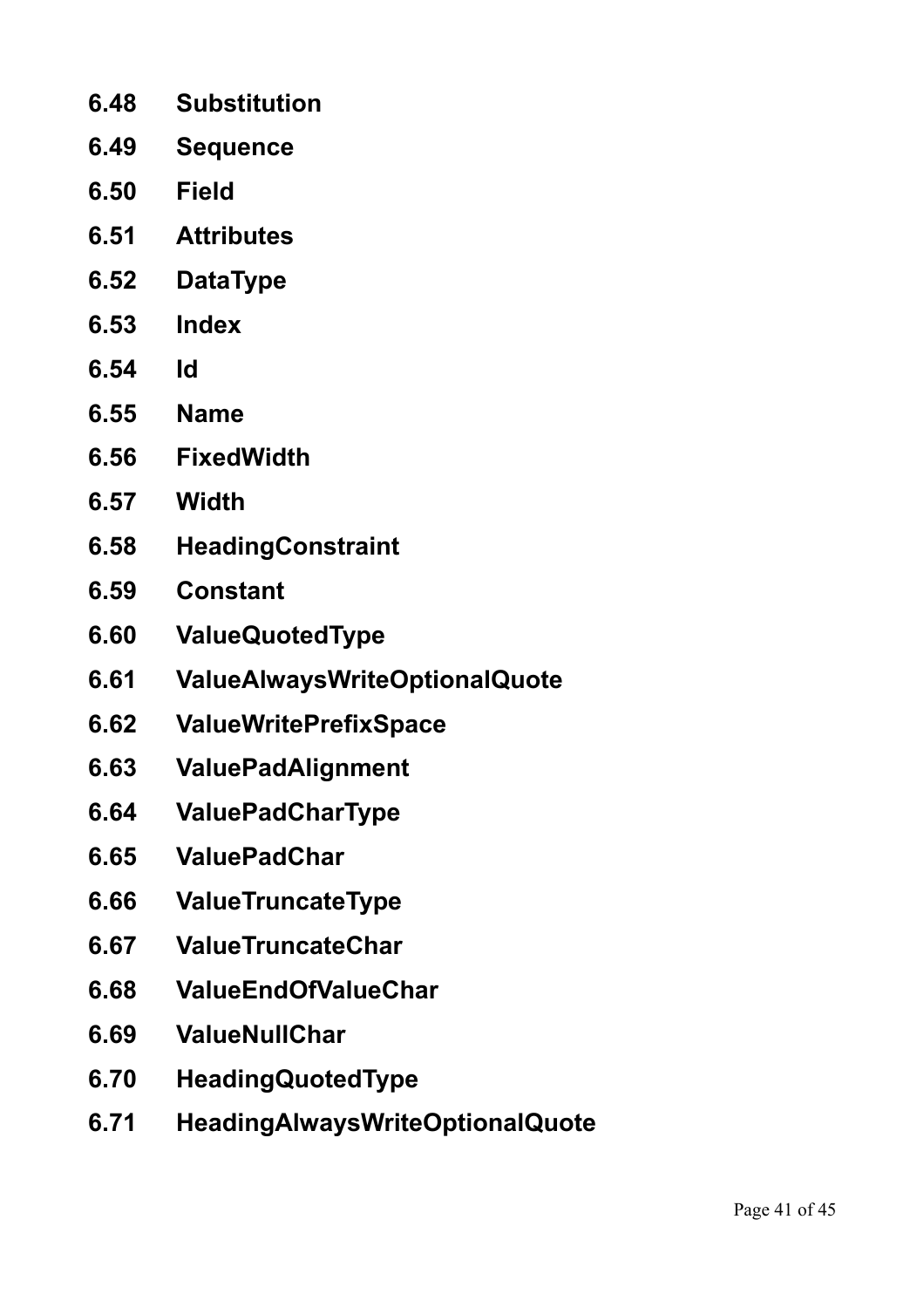### 6.48 Substitution

### 6.49 Sequence

### 6.50 Field

### 6.51 Attributes

### 6.52 DataType

### 6.53 Index

### 6.54 Id

### 6.55 Name

### 6.56 FixedWidth

### 6.57 Width

### 6.58 HeadingConstraint

### 6.59 Constant

### 6.60 ValueQuotedType

### 6.61 ValueAlwaysWriteOptionalQuote

### 6.62 ValueWritePrefixSpace

### 6.63 ValuePadAlignment

### 6.64 ValuePadCharType

### 6.65 ValuePadChar

### 6.66 ValueTruncateType

### 6.67 ValueTruncateChar

### 6.68 ValueEndOfValueChar

### 6.69 ValueNullChar

### 6.70 HeadingQuotedType

### 6.71 HeadingAlwaysWriteOptionalQuote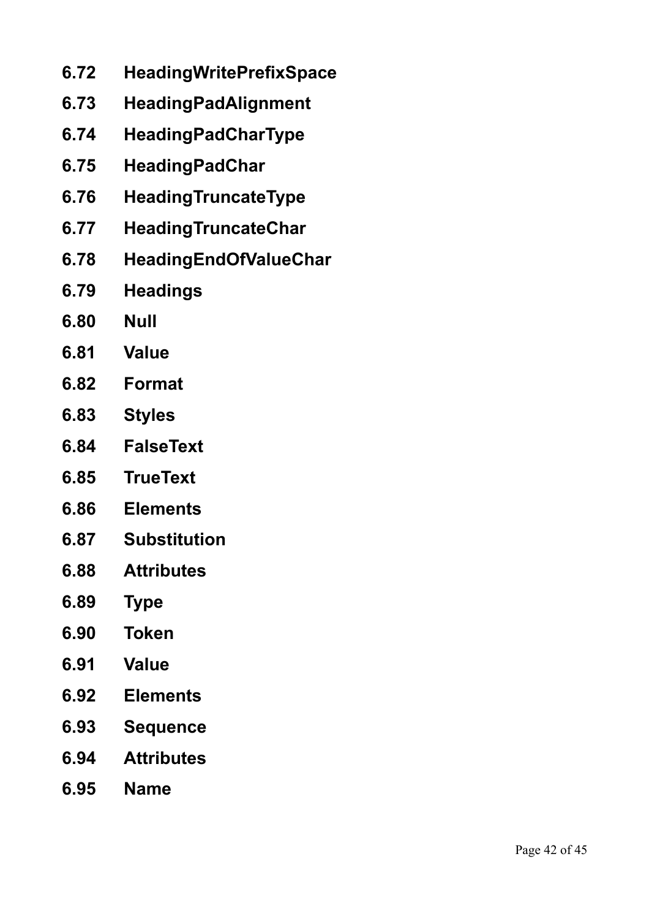## 6.72 HeadingWritePrefixSpace

## 6.73 HeadingPadAlignment

## 6.74 HeadingPadCharType

## 6.75 HeadingPadChar

## 6.76 HeadingTruncateType

## 6.77 HeadingTruncateChar

## 6.78 HeadingEndOfValueChar

## 6.79 Headings

## 6.80 Null

## 6.81 Value

## 6.82 Format

## 6.83 Styles

## 6.84 FalseText

## 6.85 TrueText

## 6.86 Elements

## 6.87 Substitution

## 6.88 Attributes

## 6.89 Type

## 6.90 Token

## 6.91 Value

## 6.92 Elements

## 6.93 Sequence

## 6.94 Attributes

## 6.95 Name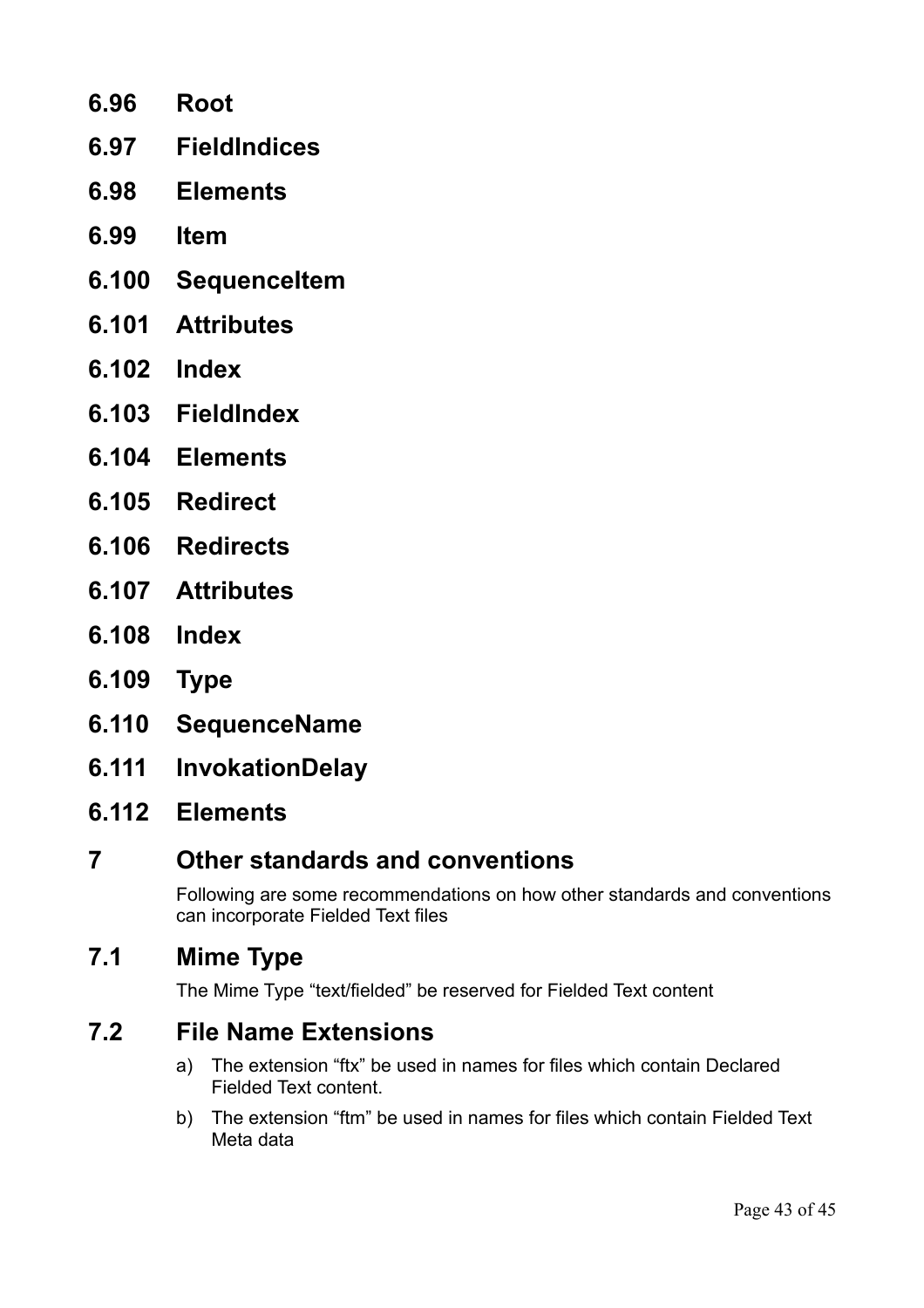### 6.96 Root

### 6.97 FieldIndices

### 6.98 Elements

### 6.99 Item

### 6.100 SequenceItem

### 6.101 Attributes

### 6.102 Index

### 6.103 FieldIndex

### 6.104 Elements

### 6.105 Redirect

### 6.106 Redirects

### 6.107 Attributes

### 6.108 Index

### 6.109 Type

### 6.110 SequenceName

### 6.111 InvokationDelay

### 6.112 Elements

## 7 Other standards and conventions

Following are some recommendations on how other standards and conventions can incorporate Fielded Text files

### 7.1 Mime Type

The Mime Type "text/fielded" be reserved for Fielded Text content

### 7.2 File Name Extensions

a) The extension "ftx" be used in names for files which contain Declared Fielded Text content.

b) The extension "ftm" be used in names for files which contain Fielded Text Meta data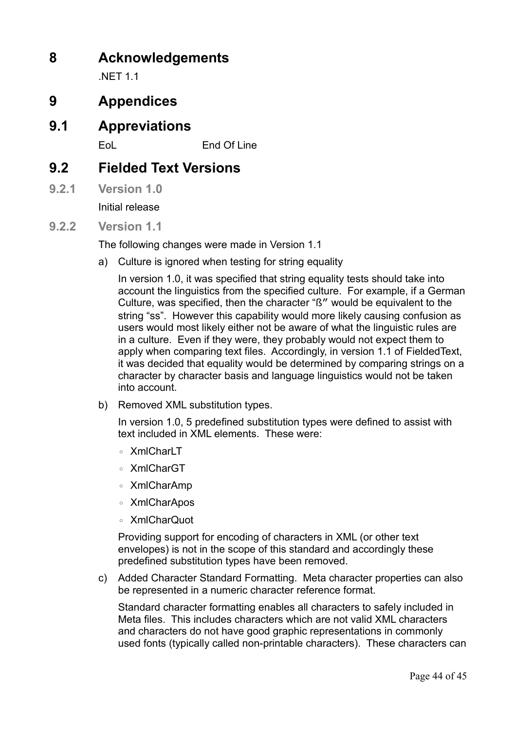# 8 Acknowledgements

.NET 1.1

# 9 Appendices

## 9.1 Appreviations

EoL End Of Line

## 9.2 Fielded Text Versions

### 9.2.1 Version 1.0

Initial release

### 9.2.2 Version 1.1

The following changes were made in Version 1.1

a) Culture is ignored when testing for string equality

   In version 1.0, it was specified that string equality tests should take into account the linguistics from the specified culture. For example, if a German Culture, was specified, then the character "ß" would be equivalent to the string "ss". However this capability would more likely causing confusion as users would most likely either not be aware of what the linguistic rules are in a culture. Even if they were, they probably would not expect them to apply when comparing text files. Accordingly, in version 1.1 of FieldedText, it was decided that equality would be determined by comparing strings on a character by character basis and language linguistics would not be taken into account.

b) Removed XML substitution types.

   In version 1.0, 5 predefined substitution types were defined to assist with text included in XML elements. These were:

   - XmlCharLT
   - XmlCharGT
   - XmlCharAmp
   - XmlCharApos
   - XmlCharQuot

   Providing support for encoding of characters in XML (or other text envelopes) is not in the scope of this standard and accordingly these predefined substitution types have been removed.

c) Added Character Standard Formatting. Meta character properties can also be represented in a numeric character reference format.

   Standard character formatting enables all characters to safely included in Meta files. This includes characters which are not valid XML characters and characters do not have good graphic representations in commonly used fonts (typically called non-printable characters). These characters can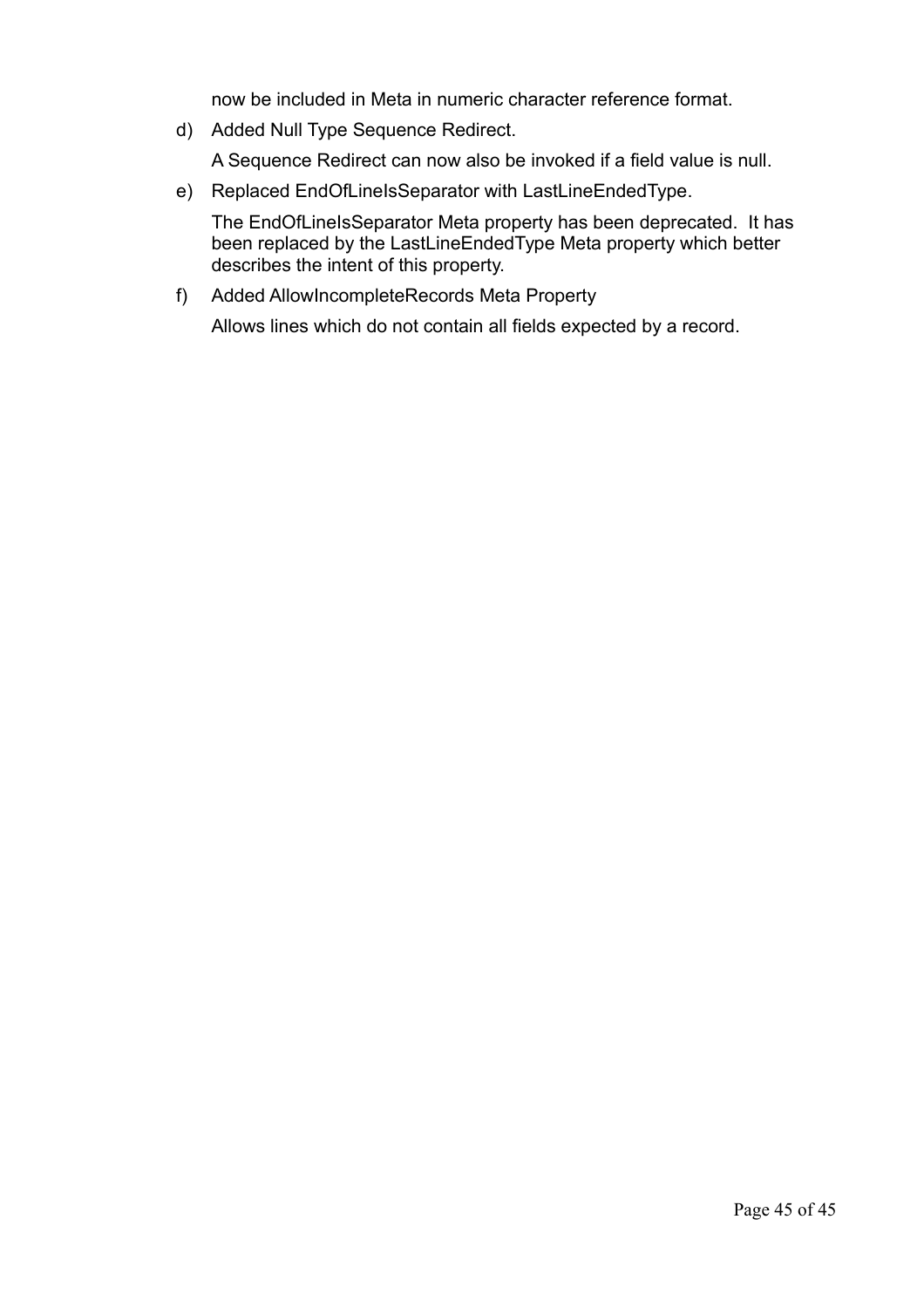now be included in Meta in numeric character reference format.

d) Added Null Type Sequence Redirect.

   A Sequence Redirect can now also be invoked if a field value is null.

e) Replaced EndOfLineIsSeparator with LastLineEndedType.

   The EndOfLineIsSeparator Meta property has been deprecated. It has been replaced by the LastLineEndedType Meta property which better describes the intent of this property.

f) Added AllowIncompleteRecords Meta Property

   Allows lines which do not contain all fields expected by a record.